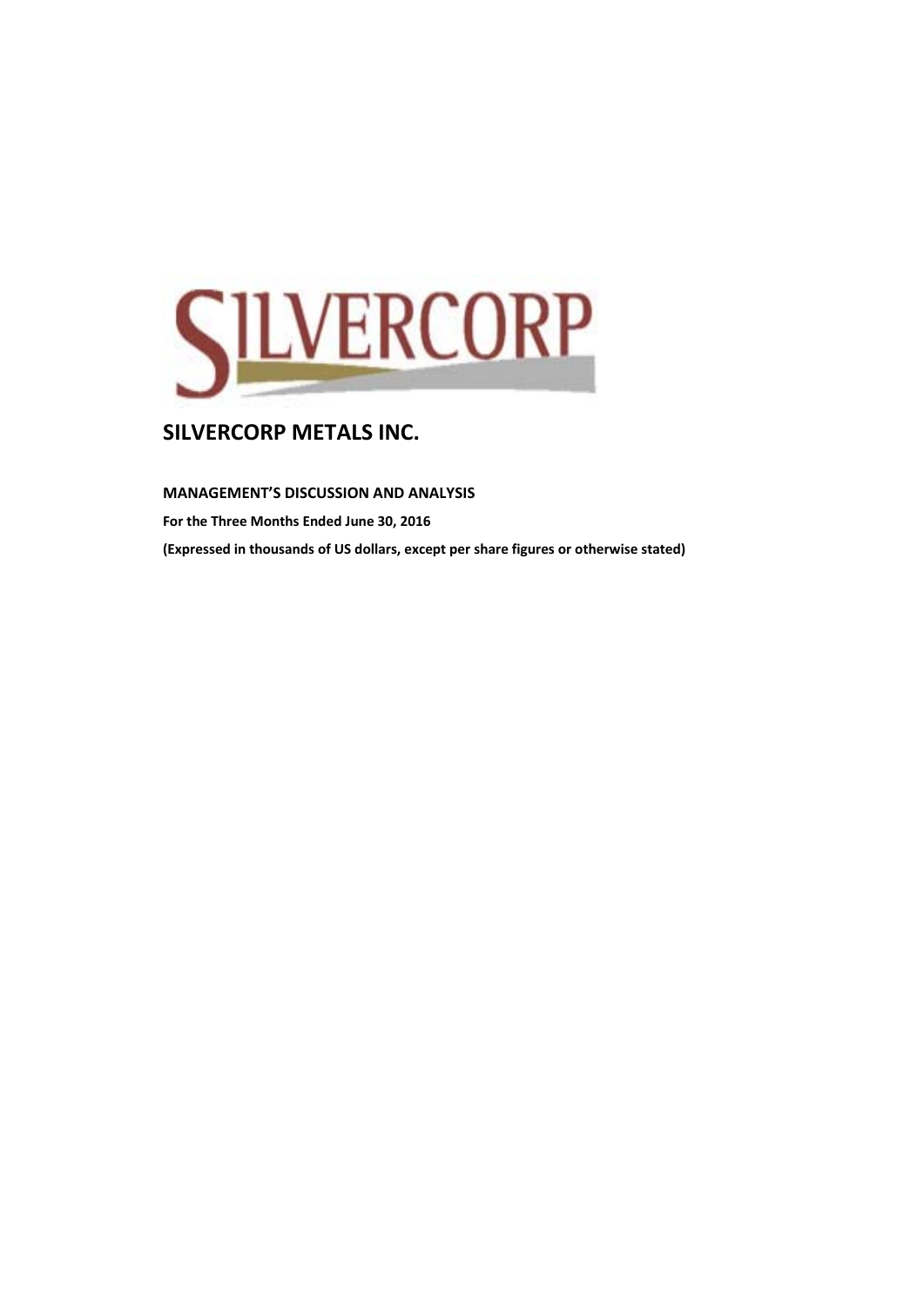# SILVERCORP METALS INC.

**MANAGEMENT'S DISCUSSION AND ANALYSIS**

**For the Three Months Ended June 30, 2016**

**(Expressed in thousands of US dollars, except per share figures or otherwise stated)**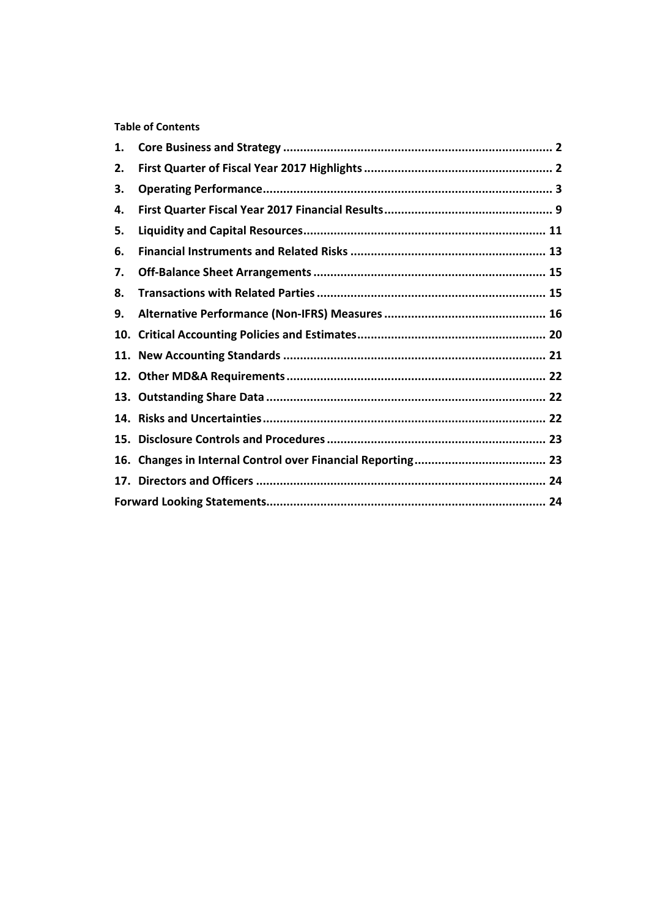**Table of Contents**

1. **Core Business and Strategy** ............................................................................... 2
2. **First Quarter of Fiscal Year 2017 Highlights** ........................................................ 2
3. **Operating Performance** ..................................................................................... 3
4. **First Quarter Fiscal Year 2017 Financial Results** .................................................. 9
5. **Liquidity and Capital Resources** ....................................................................... 11
6. **Financial Instruments and Related Risks** .......................................................... 13
7. **Off-Balance Sheet Arrangements** .................................................................... 15
8. **Transactions with Related Parties** ................................................................... 15
9. **Alternative Performance (Non-IFRS) Measures** ................................................ 16
10. **Critical Accounting Policies and Estimates** ....................................................... 20
11. **New Accounting Standards** ............................................................................. 21
12. **Other MD&A Requirements** ............................................................................ 22
13. **Outstanding Share Data** .................................................................................. 22
14. **Risks and Uncertainties** ................................................................................... 22
15. **Disclosure Controls and Procedures** ................................................................ 23
16. **Changes in Internal Control over Financial Reporting** ....................................... 23
17. **Directors and Officers** ..................................................................................... 24

**Forward Looking Statements** .................................................................................. 24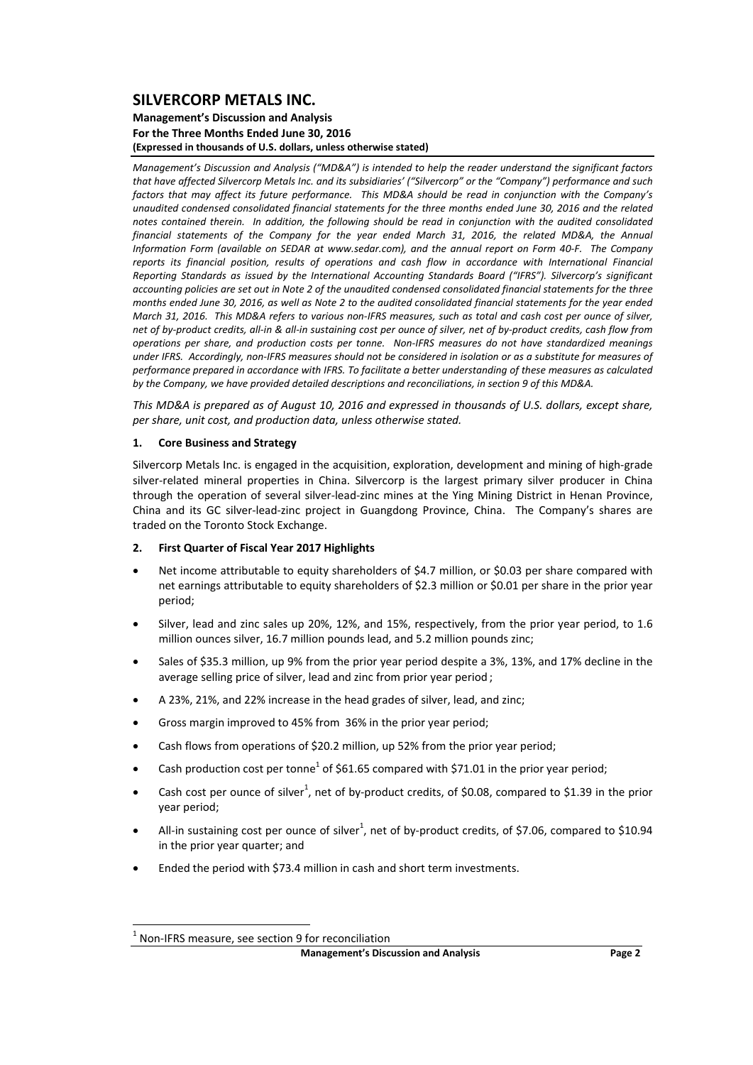# SILVERCORP METALS INC.

**Management's Discussion and Analysis**
**For the Three Months Ended June 30, 2016**
**(Expressed in thousands of U.S. dollars, unless otherwise stated)**

*Management's Discussion and Analysis ("MD&A") is intended to help the reader understand the significant factors that have affected Silvercorp Metals Inc. and its subsidiaries' ("Silvercorp" or the "Company") performance and such factors that may affect its future performance. This MD&A should be read in conjunction with the Company's unaudited condensed consolidated financial statements for the three months ended June 30, 2016 and the related notes contained therein. In addition, the following should be read in conjunction with the audited consolidated financial statements of the Company for the year ended March 31, 2016, the related MD&A, the Annual Information Form (available on SEDAR at www.sedar.com), and the annual report on Form 40-F. The Company reports its financial position, results of operations and cash flow in accordance with International Financial Reporting Standards as issued by the International Accounting Standards Board ("IFRS"). Silvercorp's significant accounting policies are set out in Note 2 of the unaudited condensed consolidated financial statements for the three months ended June 30, 2016, as well as Note 2 to the audited consolidated financial statements for the year ended March 31, 2016. This MD&A refers to various non-IFRS measures, such as total and cash cost per ounce of silver, net of by-product credits, all-in & all-in sustaining cost per ounce of silver, net of by-product credits, cash flow from operations per share, and production costs per tonne. Non-IFRS measures do not have standardized meanings under IFRS. Accordingly, non-IFRS measures should not be considered in isolation or as a substitute for measures of performance prepared in accordance with IFRS. To facilitate a better understanding of these measures as calculated by the Company, we have provided detailed descriptions and reconciliations, in section 9 of this MD&A.*

*This MD&A is prepared as of August 10, 2016 and expressed in thousands of U.S. dollars, except share, per share, unit cost, and production data, unless otherwise stated.*

## 1. Core Business and Strategy

Silvercorp Metals Inc. is engaged in the acquisition, exploration, development and mining of high-grade silver-related mineral properties in China. Silvercorp is the largest primary silver producer in China through the operation of several silver-lead-zinc mines at the Ying Mining District in Henan Province, China and its GC silver-lead-zinc project in Guangdong Province, China. The Company's shares are traded on the Toronto Stock Exchange.

## 2. First Quarter of Fiscal Year 2017 Highlights

- Net income attributable to equity shareholders of $4.7 million, or $0.03 per share compared with net earnings attributable to equity shareholders of $2.3 million or $0.01 per share in the prior year period;
- Silver, lead and zinc sales up 20%, 12%, and 15%, respectively, from the prior year period, to 1.6 million ounces silver, 16.7 million pounds lead, and 5.2 million pounds zinc;
- Sales of $35.3 million, up 9% from the prior year period despite a 3%, 13%, and 17% decline in the average selling price of silver, lead and zinc from prior year period ;
- A 23%, 21%, and 22% increase in the head grades of silver, lead, and zinc;
- Gross margin improved to 45% from 36% in the prior year period;
- Cash flows from operations of $20.2 million, up 52% from the prior year period;
- Cash production cost per tonne[1] of $61.65 compared with $71.01 in the prior year period;
- Cash cost per ounce of silver[1], net of by-product credits, of $0.08, compared to $1.39 in the prior year period;
- All-in sustaining cost per ounce of silver[1], net of by-product credits, of $7.06, compared to $10.94 in the prior year quarter; and
- Ended the period with $73.4 million in cash and short term investments.

[1] Non-IFRS measure, see section 9 for reconciliation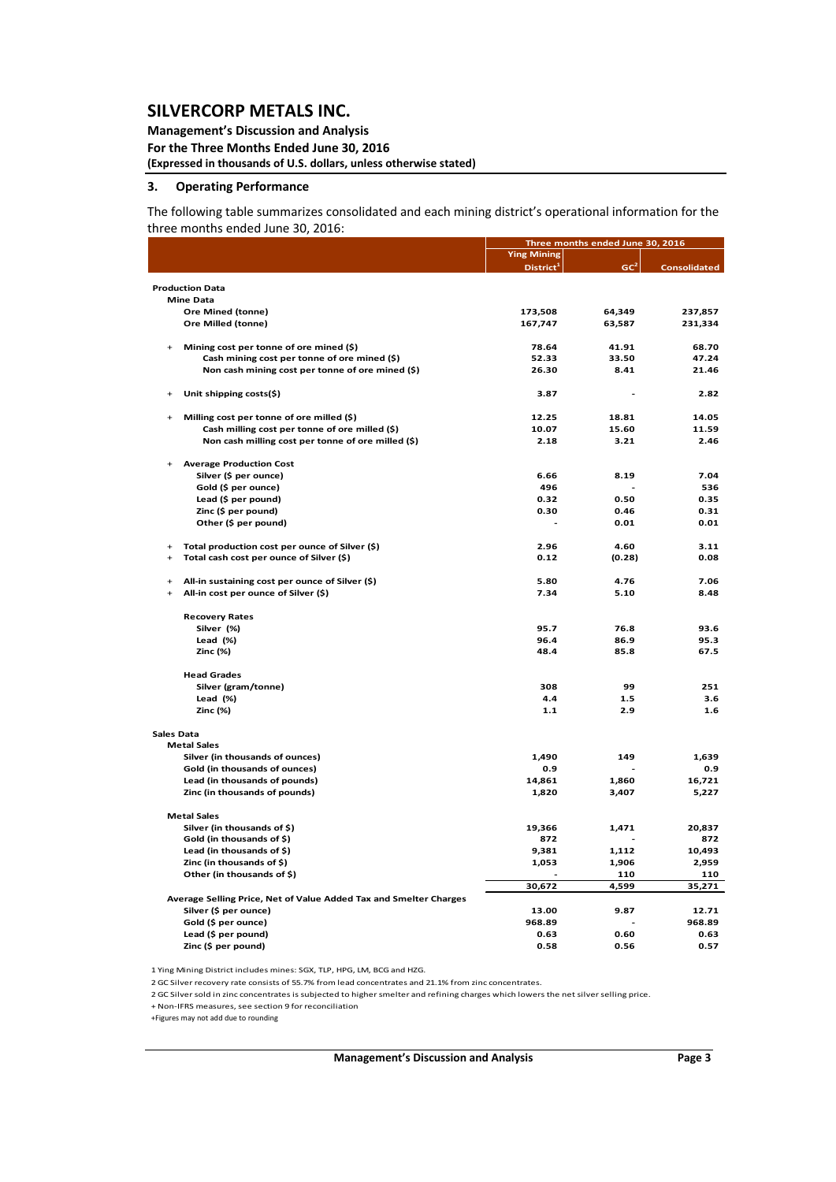## 3. Operating Performance

The following table summarizes consolidated and each mining district's operational information for the three months ended June 30, 2016:

| | Three months ended June 30, 2016 | | |
|---|---|---|---|
| | Ying Mining District[1] | GC[2] | Consolidated |
| **Production Data** | | | |
| **Mine Data** | | | |
| Ore Mined (tonne) | 173,508 | 64,349 | 237,857 |
| Ore Milled (tonne) | 167,747 | 63,587 | 231,334 |
| + Mining cost per tonne of ore mined ($) | 78.64 | 41.91 | 68.70 |
| Cash mining cost per tonne of ore mined ($) | 52.33 | 33.50 | 47.24 |
| Non cash mining cost per tonne of ore mined ($) | 26.30 | 8.41 | 21.46 |
| + Unit shipping costs($) | 3.87 | - | 2.82 |
| + Milling cost per tonne of ore milled ($) | 12.25 | 18.81 | 14.05 |
| Cash milling cost per tonne of ore milled ($) | 10.07 | 15.60 | 11.59 |
| Non cash milling cost per tonne of ore milled ($) | 2.18 | 3.21 | 2.46 |
| + Average Production Cost | | | |
| Silver ($ per ounce) | 6.66 | 8.19 | 7.04 |
| Gold ($ per ounce) | 496 | - | 536 |
| Lead ($ per pound) | 0.32 | 0.50 | 0.35 |
| Zinc ($ per pound) | 0.30 | 0.46 | 0.31 |
| Other ($ per pound) | - | 0.01 | 0.01 |
| + Total production cost per ounce of Silver ($) | 2.96 | 4.60 | 3.11 |
| + Total cash cost per ounce of Silver ($) | 0.12 | (0.28) | 0.08 |
| + All-in sustaining cost per ounce of Silver ($) | 5.80 | 4.76 | 7.06 |
| + All-in cost per ounce of Silver ($) | 7.34 | 5.10 | 8.48 |
| **Recovery Rates** | | | |
| Silver (%) | 95.7 | 76.8 | 93.6 |
| Lead (%) | 96.4 | 86.9 | 95.3 |
| Zinc (%) | 48.4 | 85.8 | 67.5 |
| **Head Grades** | | | |
| Silver (gram/tonne) | 308 | 99 | 251 |
| Lead (%) | 4.4 | 1.5 | 3.6 |
| Zinc (%) | 1.1 | 2.9 | 1.6 |
| **Sales Data** | | | |
| **Metal Sales** | | | |
| Silver (in thousands of ounces) | 1,490 | 149 | 1,639 |
| Gold (in thousands of ounces) | 0.9 | - | 0.9 |
| Lead (in thousands of pounds) | 14,861 | 1,860 | 16,721 |
| Zinc (in thousands of pounds) | 1,820 | 3,407 | 5,227 |
| **Metal Sales** | | | |
| Silver (in thousands of $) | 19,366 | 1,471 | 20,837 |
| Gold (in thousands of $) | 872 | - | 872 |
| Lead (in thousands of $) | 9,381 | 1,112 | 10,493 |
| Zinc (in thousands of $) | 1,053 | 1,906 | 2,959 |
| Other (in thousands of $) | - | 110 | 110 |
| | 30,672 | 4,599 | 35,271 |
| **Average Selling Price, Net of Value Added Tax and Smelter Charges** | | | |
| Silver ($ per ounce) | 13.00 | 9.87 | 12.71 |
| Gold ($ per ounce) | 968.89 | - | 968.89 |
| Lead ($ per pound) | 0.63 | 0.60 | 0.63 |
| Zinc ($ per pound) | 0.58 | 0.56 | 0.57 |

1 Ying Mining District includes mines: SGX, TLP, HPG, LM, BCG and HZG.

2 GC Silver recovery rate consists of 55.7% from lead concentrates and 21.1% from zinc concentrates.

2 GC Silver sold in zinc concentrates is subjected to higher smelter and refining charges which lowers the net silver selling price.

+ Non-IFRS measures, see section 9 for reconciliation

+Figures may not add due to rounding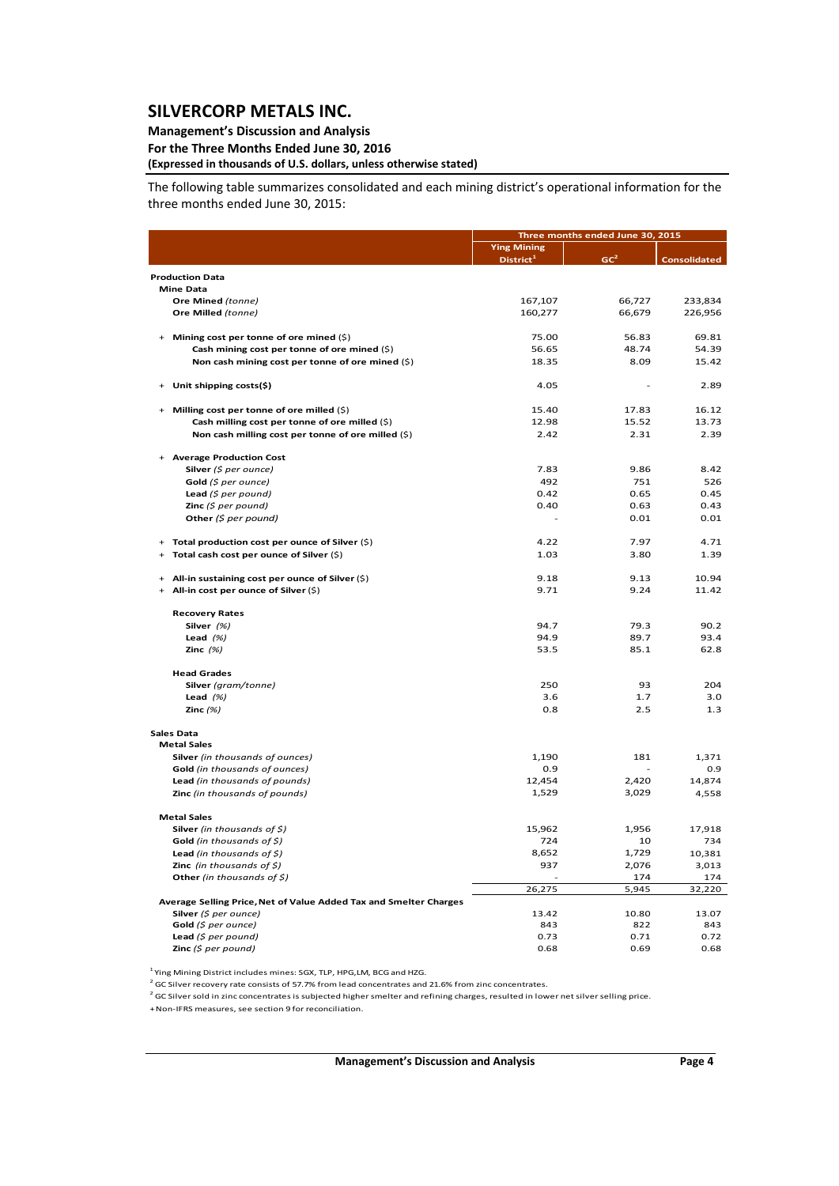The following table summarizes consolidated and each mining district's operational information for the three months ended June 30, 2015:

| | Three months ended June 30, 2015 | | |
|---|---|---|---|
| | Ying Mining District[1] | GC[2] | Consolidated |
| **Production Data** | | | |
| **Mine Data** | | | |
| **Ore Mined** *(tonne)* | 167,107 | 66,727 | 233,834 |
| **Ore Milled** *(tonne)* | 160,277 | 66,679 | 226,956 |
| + **Mining cost per tonne of ore mined** ($) | 75.00 | 56.83 | 69.81 |
| **Cash mining cost per tonne of ore mined** ($) | 56.65 | 48.74 | 54.39 |
| **Non cash mining cost per tonne of ore mined** ($) | 18.35 | 8.09 | 15.42 |
| + **Unit shipping costs($)** | 4.05 | - | 2.89 |
| + **Milling cost per tonne of ore milled** ($) | 15.40 | 17.83 | 16.12 |
| **Cash milling cost per tonne of ore milled** ($) | 12.98 | 15.52 | 13.73 |
| **Non cash milling cost per tonne of ore milled** ($) | 2.42 | 2.31 | 2.39 |
| + **Average Production Cost** | | | |
| **Silver** *($ per ounce)* | 7.83 | 9.86 | 8.42 |
| **Gold** *($ per ounce)* | 492 | 751 | 526 |
| **Lead** *($ per pound)* | 0.42 | 0.65 | 0.45 |
| **Zinc** *($ per pound)* | 0.40 | 0.63 | 0.43 |
| **Other** *($ per pound)* | - | 0.01 | 0.01 |
| + **Total production cost per ounce of Silver** ($) | 4.22 | 7.97 | 4.71 |
| + **Total cash cost per ounce of Silver** ($) | 1.03 | 3.80 | 1.39 |
| + **All-in sustaining cost per ounce of Silver** ($) | 9.18 | 9.13 | 10.94 |
| + **All-in cost per ounce of Silver** ($) | 9.71 | 9.24 | 11.42 |
| **Recovery Rates** | | | |
| **Silver** *(%)* | 94.7 | 79.3 | 90.2 |
| **Lead** *(%)* | 94.9 | 89.7 | 93.4 |
| **Zinc** *(%)* | 53.5 | 85.1 | 62.8 |
| **Head Grades** | | | |
| **Silver** *(gram/tonne)* | 250 | 93 | 204 |
| **Lead** *(%)* | 3.6 | 1.7 | 3.0 |
| **Zinc** *(%)* | 0.8 | 2.5 | 1.3 |
| **Sales Data** | | | |
| **Metal Sales** | | | |
| **Silver** *(in thousands of ounces)* | 1,190 | 181 | 1,371 |
| **Gold** *(in thousands of ounces)* | 0.9 | - | 0.9 |
| **Lead** *(in thousands of pounds)* | 12,454 | 2,420 | 14,874 |
| **Zinc** *(in thousands of pounds)* | 1,529 | 3,029 | 4,558 |
| **Metal Sales** | | | |
| **Silver** *(in thousands of $)* | 15,962 | 1,956 | 17,918 |
| **Gold** *(in thousands of $)* | 724 | 10 | 734 |
| **Lead** *(in thousands of $)* | 8,652 | 1,729 | 10,381 |
| **Zinc** *(in thousands of $)* | 937 | 2,076 | 3,013 |
| **Other** *(in thousands of $)* | - | 174 | 174 |
| | 26,275 | 5,945 | 32,220 |
| **Average Selling Price, Net of Value Added Tax and Smelter Charges** | | | |
| **Silver** *($ per ounce)* | 13.42 | 10.80 | 13.07 |
| **Gold** *($ per ounce)* | 843 | 822 | 843 |
| **Lead** *($ per pound)* | 0.73 | 0.71 | 0.72 |
| **Zinc** *($ per pound)* | 0.68 | 0.69 | 0.68 |

[1] Ying Mining District includes mines: SGX, TLP, HPG,LM, BCG and HZG.

[2] GC Silver recovery rate consists of 57.7% from lead concentrates and 21.6% from zinc concentrates.

[2] GC Silver sold in zinc concentrates is subjected higher smelter and refining charges, resulted in lower net silver selling price.

+Non-IFRS measures, see section 9 for reconciliation.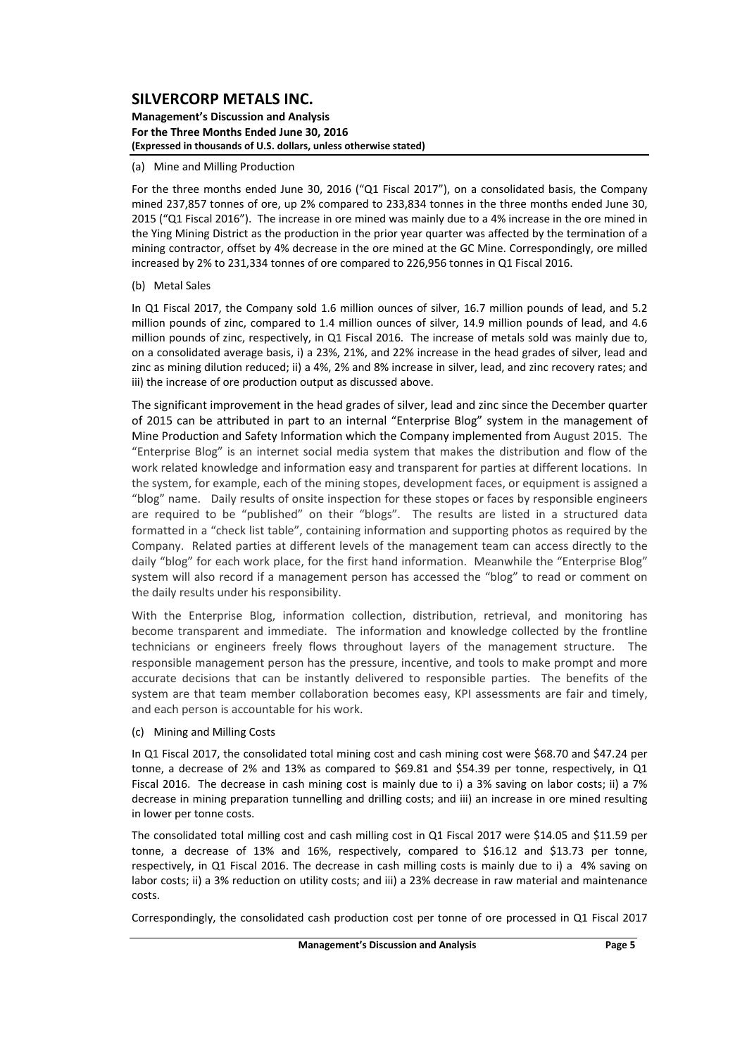(a) Mine and Milling Production

For the three months ended June 30, 2016 ("Q1 Fiscal 2017"), on a consolidated basis, the Company mined 237,857 tonnes of ore, up 2% compared to 233,834 tonnes in the three months ended June 30, 2015 ("Q1 Fiscal 2016"). The increase in ore mined was mainly due to a 4% increase in the ore mined in the Ying Mining District as the production in the prior year quarter was affected by the termination of a mining contractor, offset by 4% decrease in the ore mined at the GC Mine. Correspondingly, ore milled increased by 2% to 231,334 tonnes of ore compared to 226,956 tonnes in Q1 Fiscal 2016.

(b) Metal Sales

In Q1 Fiscal 2017, the Company sold 1.6 million ounces of silver, 16.7 million pounds of lead, and 5.2 million pounds of zinc, compared to 1.4 million ounces of silver, 14.9 million pounds of lead, and 4.6 million pounds of zinc, respectively, in Q1 Fiscal 2016. The increase of metals sold was mainly due to, on a consolidated average basis, i) a 23%, 21%, and 22% increase in the head grades of silver, lead and zinc as mining dilution reduced; ii) a 4%, 2% and 8% increase in silver, lead, and zinc recovery rates; and iii) the increase of ore production output as discussed above.

The significant improvement in the head grades of silver, lead and zinc since the December quarter of 2015 can be attributed in part to an internal "Enterprise Blog" system in the management of Mine Production and Safety Information which the Company implemented from August 2015. The "Enterprise Blog" is an internet social media system that makes the distribution and flow of the work related knowledge and information easy and transparent for parties at different locations. In the system, for example, each of the mining stopes, development faces, or equipment is assigned a "blog" name. Daily results of onsite inspection for these stopes or faces by responsible engineers are required to be "published" on their "blogs". The results are listed in a structured data formatted in a "check list table", containing information and supporting photos as required by the Company. Related parties at different levels of the management team can access directly to the daily "blog" for each work place, for the first hand information. Meanwhile the "Enterprise Blog" system will also record if a management person has accessed the "blog" to read or comment on the daily results under his responsibility.

With the Enterprise Blog, information collection, distribution, retrieval, and monitoring has become transparent and immediate. The information and knowledge collected by the frontline technicians or engineers freely flows throughout layers of the management structure. The responsible management person has the pressure, incentive, and tools to make prompt and more accurate decisions that can be instantly delivered to responsible parties. The benefits of the system are that team member collaboration becomes easy, KPI assessments are fair and timely, and each person is accountable for his work.

(c) Mining and Milling Costs

In Q1 Fiscal 2017, the consolidated total mining cost and cash mining cost were $68.70 and $47.24 per tonne, a decrease of 2% and 13% as compared to $69.81 and $54.39 per tonne, respectively, in Q1 Fiscal 2016. The decrease in cash mining cost is mainly due to i) a 3% saving on labor costs; ii) a 7% decrease in mining preparation tunnelling and drilling costs; and iii) an increase in ore mined resulting in lower per tonne costs.

The consolidated total milling cost and cash milling cost in Q1 Fiscal 2017 were $14.05 and $11.59 per tonne, a decrease of 13% and 16%, respectively, compared to $16.12 and $13.73 per tonne, respectively, in Q1 Fiscal 2016. The decrease in cash milling costs is mainly due to i) a 4% saving on labor costs; ii) a 3% reduction on utility costs; and iii) a 23% decrease in raw material and maintenance costs.

Correspondingly, the consolidated cash production cost per tonne of ore processed in Q1 Fiscal 2017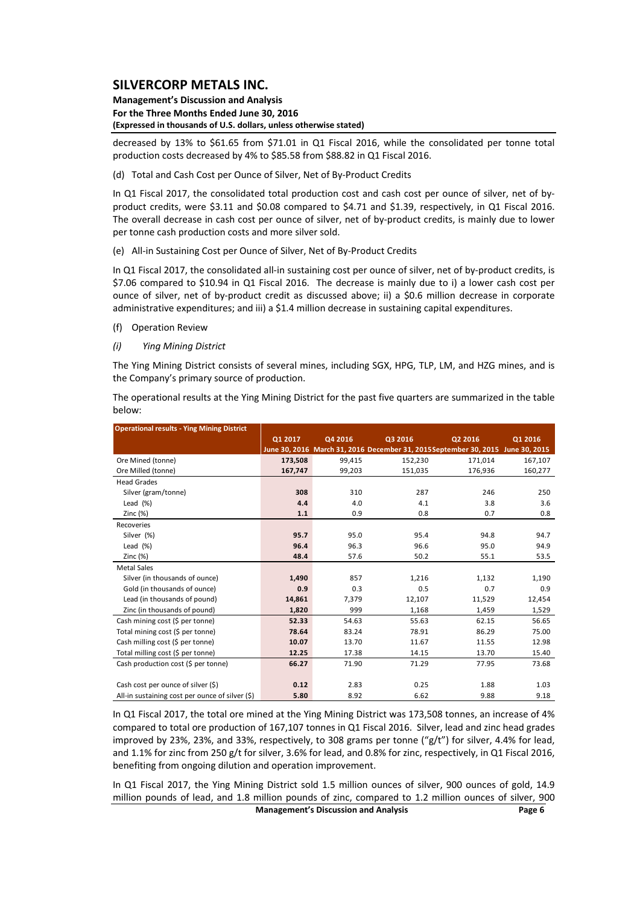decreased by 13% to $61.65 from $71.01 in Q1 Fiscal 2016, while the consolidated per tonne total production costs decreased by 4% to $85.58 from $88.82 in Q1 Fiscal 2016.

(d) Total and Cash Cost per Ounce of Silver, Net of By-Product Credits

In Q1 Fiscal 2017, the consolidated total production cost and cash cost per ounce of silver, net of by-product credits, were $3.11 and $0.08 compared to $4.71 and $1.39, respectively, in Q1 Fiscal 2016. The overall decrease in cash cost per ounce of silver, net of by-product credits, is mainly due to lower per tonne cash production costs and more silver sold.

(e) All-in Sustaining Cost per Ounce of Silver, Net of By-Product Credits

In Q1 Fiscal 2017, the consolidated all-in sustaining cost per ounce of silver, net of by-product credits, is $7.06 compared to $10.94 in Q1 Fiscal 2016. The decrease is mainly due to i) a lower cash cost per ounce of silver, net of by-product credit as discussed above; ii) a $0.6 million decrease in corporate administrative expenditures; and iii) a $1.4 million decrease in sustaining capital expenditures.

(f) Operation Review

*(i) Ying Mining District*

The Ying Mining District consists of several mines, including SGX, HPG, TLP, LM, and HZG mines, and is the Company's primary source of production.

The operational results at the Ying Mining District for the past five quarters are summarized in the table below:

| Operational results - Ying Mining District | Q1 2017<br>June 30, 2016 | Q4 2016<br>March 31, 2016 | Q3 2016<br>December 31, 2015 | Q2 2016<br>September 30, 2015 | Q1 2016<br>June 30, 2015 |
|---|---|---|---|---|---|
| Ore Mined (tonne) | **173,508** | 99,415 | 152,230 | 171,014 | 167,107 |
| Ore Milled (tonne) | **167,747** | 99,203 | 151,035 | 176,936 | 160,277 |
| Head Grades | | | | | |
| Silver (gram/tonne) | **308** | 310 | 287 | 246 | 250 |
| Lead (%) | **4.4** | 4.0 | 4.1 | 3.8 | 3.6 |
| Zinc (%) | **1.1** | 0.9 | 0.8 | 0.7 | 0.8 |
| Recoveries | | | | | |
| Silver (%) | **95.7** | 95.0 | 95.4 | 94.8 | 94.7 |
| Lead (%) | **96.4** | 96.3 | 96.6 | 95.0 | 94.9 |
| Zinc (%) | **48.4** | 57.6 | 50.2 | 55.1 | 53.5 |
| Metal Sales | | | | | |
| Silver (in thousands of ounce) | **1,490** | 857 | 1,216 | 1,132 | 1,190 |
| Gold (in thousands of ounce) | **0.9** | 0.3 | 0.5 | 0.7 | 0.9 |
| Lead (in thousands of pound) | **14,861** | 7,379 | 12,107 | 11,529 | 12,454 |
| Zinc (in thousands of pound) | **1,820** | 999 | 1,168 | 1,459 | 1,529 |
| Cash mining cost ($ per tonne) | **52.33** | 54.63 | 55.63 | 62.15 | 56.65 |
| Total mining cost ($ per tonne) | **78.64** | 83.24 | 78.91 | 86.29 | 75.00 |
| Cash milling cost ($ per tonne) | **10.07** | 13.70 | 11.67 | 11.55 | 12.98 |
| Total milling cost ($ per tonne) | **12.25** | 17.38 | 14.15 | 13.70 | 15.40 |
| Cash production cost ($ per tonne) | **66.27** | 71.90 | 71.29 | 77.95 | 73.68 |
| Cash cost per ounce of silver ($) | **0.12** | 2.83 | 0.25 | 1.88 | 1.03 |
| All-in sustaining cost per ounce of silver ($) | **5.80** | 8.92 | 6.62 | 9.88 | 9.18 |

In Q1 Fiscal 2017, the total ore mined at the Ying Mining District was 173,508 tonnes, an increase of 4% compared to total ore production of 167,107 tonnes in Q1 Fiscal 2016. Silver, lead and zinc head grades improved by 23%, 23%, and 33%, respectively, to 308 grams per tonne ("g/t") for silver, 4.4% for lead, and 1.1% for zinc from 250 g/t for silver, 3.6% for lead, and 0.8% for zinc, respectively, in Q1 Fiscal 2016, benefiting from ongoing dilution and operation improvement.

In Q1 Fiscal 2017, the Ying Mining District sold 1.5 million ounces of silver, 900 ounces of gold, 14.9 million pounds of lead, and 1.8 million pounds of zinc, compared to 1.2 million ounces of silver, 900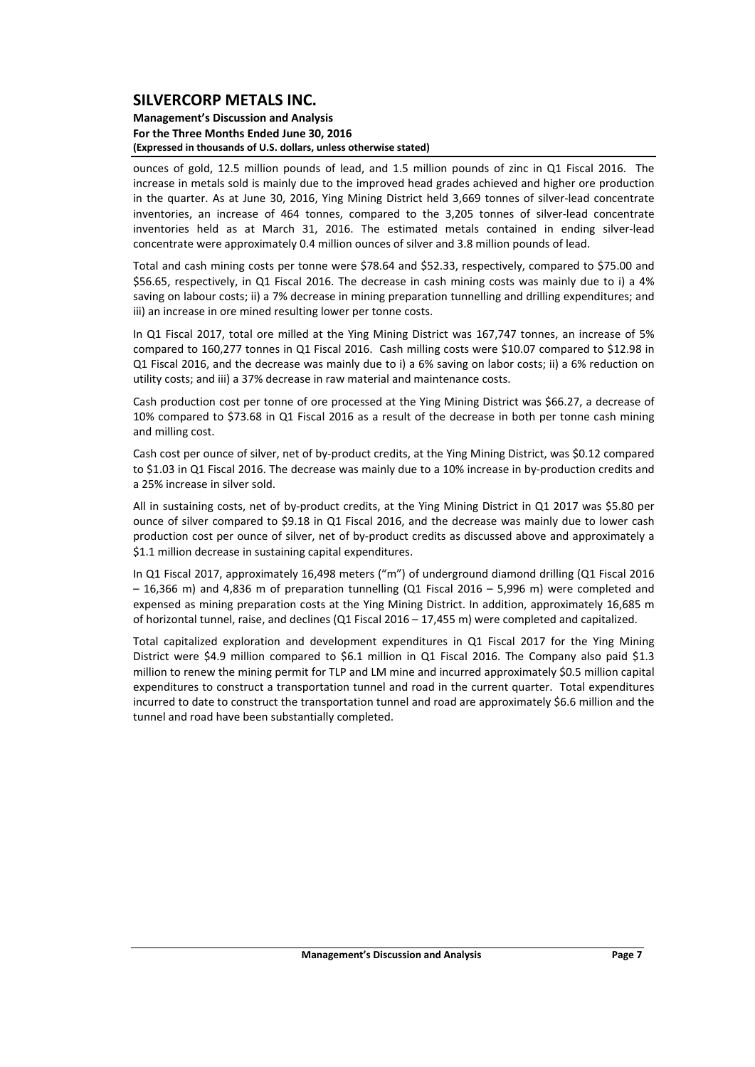ounces of gold, 12.5 million pounds of lead, and 1.5 million pounds of zinc in Q1 Fiscal 2016. The increase in metals sold is mainly due to the improved head grades achieved and higher ore production in the quarter. As at June 30, 2016, Ying Mining District held 3,669 tonnes of silver-lead concentrate inventories, an increase of 464 tonnes, compared to the 3,205 tonnes of silver-lead concentrate inventories held as at March 31, 2016. The estimated metals contained in ending silver-lead concentrate were approximately 0.4 million ounces of silver and 3.8 million pounds of lead.

Total and cash mining costs per tonne were $78.64 and $52.33, respectively, compared to $75.00 and $56.65, respectively, in Q1 Fiscal 2016. The decrease in cash mining costs was mainly due to i) a 4% saving on labour costs; ii) a 7% decrease in mining preparation tunnelling and drilling expenditures; and iii) an increase in ore mined resulting lower per tonne costs.

In Q1 Fiscal 2017, total ore milled at the Ying Mining District was 167,747 tonnes, an increase of 5% compared to 160,277 tonnes in Q1 Fiscal 2016. Cash milling costs were $10.07 compared to $12.98 in Q1 Fiscal 2016, and the decrease was mainly due to i) a 6% saving on labor costs; ii) a 6% reduction on utility costs; and iii) a 37% decrease in raw material and maintenance costs.

Cash production cost per tonne of ore processed at the Ying Mining District was $66.27, a decrease of 10% compared to $73.68 in Q1 Fiscal 2016 as a result of the decrease in both per tonne cash mining and milling cost.

Cash cost per ounce of silver, net of by-product credits, at the Ying Mining District, was $0.12 compared to $1.03 in Q1 Fiscal 2016. The decrease was mainly due to a 10% increase in by-production credits and a 25% increase in silver sold.

All in sustaining costs, net of by-product credits, at the Ying Mining District in Q1 2017 was $5.80 per ounce of silver compared to $9.18 in Q1 Fiscal 2016, and the decrease was mainly due to lower cash production cost per ounce of silver, net of by-product credits as discussed above and approximately a $1.1 million decrease in sustaining capital expenditures.

In Q1 Fiscal 2017, approximately 16,498 meters ("m") of underground diamond drilling (Q1 Fiscal 2016 – 16,366 m) and 4,836 m of preparation tunnelling (Q1 Fiscal 2016 – 5,996 m) were completed and expensed as mining preparation costs at the Ying Mining District. In addition, approximately 16,685 m of horizontal tunnel, raise, and declines (Q1 Fiscal 2016 – 17,455 m) were completed and capitalized.

Total capitalized exploration and development expenditures in Q1 Fiscal 2017 for the Ying Mining District were $4.9 million compared to $6.1 million in Q1 Fiscal 2016. The Company also paid $1.3 million to renew the mining permit for TLP and LM mine and incurred approximately $0.5 million capital expenditures to construct a transportation tunnel and road in the current quarter. Total expenditures incurred to date to construct the transportation tunnel and road are approximately $6.6 million and the tunnel and road have been substantially completed.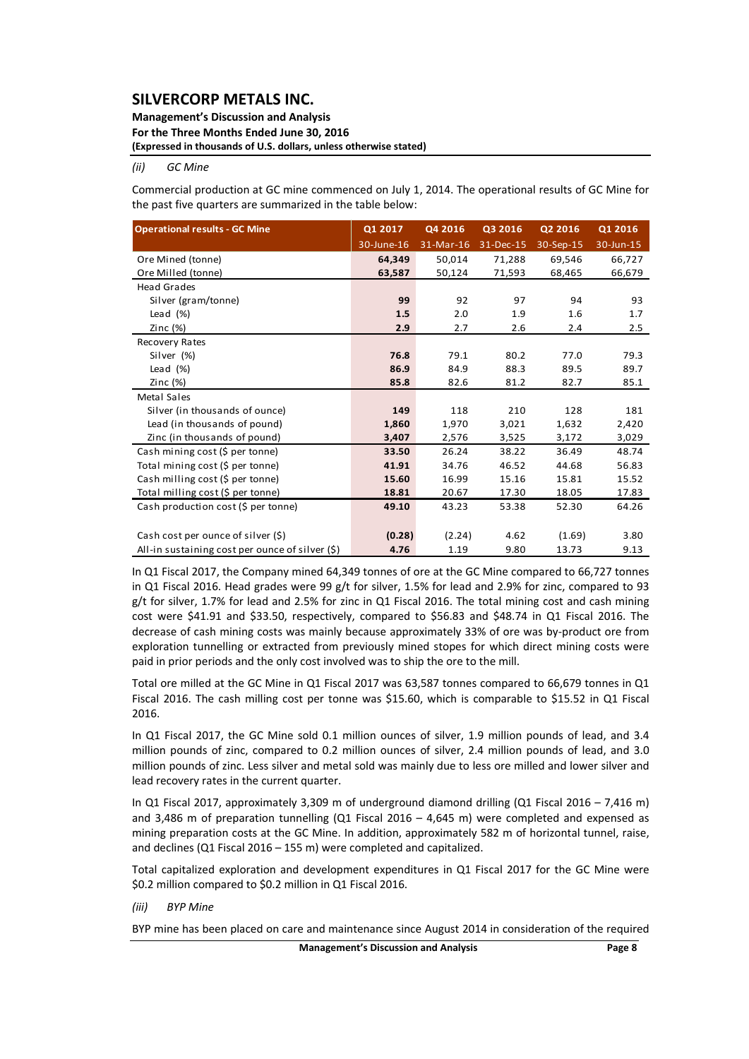*(ii) GC Mine*

Commercial production at GC mine commenced on July 1, 2014. The operational results of GC Mine for the past five quarters are summarized in the table below:

| Operational results - GC Mine | Q1 2017 | Q4 2016 | Q3 2016 | Q2 2016 | Q1 2016 |
|---|---|---|---|---|---|
| | 30-June-16 | 31-Mar-16 | 31-Dec-15 | 30-Sep-15 | 30-Jun-15 |
| Ore Mined (tonne) | **64,349** | 50,014 | 71,288 | 69,546 | 66,727 |
| Ore Milled (tonne) | **63,587** | 50,124 | 71,593 | 68,465 | 66,679 |
| Head Grades | | | | | |
| Silver (gram/tonne) | **99** | 92 | 97 | 94 | 93 |
| Lead (%) | **1.5** | 2.0 | 1.9 | 1.6 | 1.7 |
| Zinc (%) | **2.9** | 2.7 | 2.6 | 2.4 | 2.5 |
| Recovery Rates | | | | | |
| Silver (%) | **76.8** | 79.1 | 80.2 | 77.0 | 79.3 |
| Lead (%) | **86.9** | 84.9 | 88.3 | 89.5 | 89.7 |
| Zinc (%) | **85.8** | 82.6 | 81.2 | 82.7 | 85.1 |
| Metal Sales | | | | | |
| Silver (in thousands of ounce) | **149** | 118 | 210 | 128 | 181 |
| Lead (in thousands of pound) | **1,860** | 1,970 | 3,021 | 1,632 | 2,420 |
| Zinc (in thousands of pound) | **3,407** | 2,576 | 3,525 | 3,172 | 3,029 |
| Cash mining cost ($ per tonne) | **33.50** | 26.24 | 38.22 | 36.49 | 48.74 |
| Total mining cost ($ per tonne) | **41.91** | 34.76 | 46.52 | 44.68 | 56.83 |
| Cash milling cost ($ per tonne) | **15.60** | 16.99 | 15.16 | 15.81 | 15.52 |
| Total milling cost ($ per tonne) | **18.81** | 20.67 | 17.30 | 18.05 | 17.83 |
| Cash production cost ($ per tonne) | **49.10** | 43.23 | 53.38 | 52.30 | 64.26 |
| | | | | | |
| Cash cost per ounce of silver ($) | **(0.28)** | (2.24) | 4.62 | (1.69) | 3.80 |
| All-in sustaining cost per ounce of silver ($) | **4.76** | 1.19 | 9.80 | 13.73 | 9.13 |

In Q1 Fiscal 2017, the Company mined 64,349 tonnes of ore at the GC Mine compared to 66,727 tonnes in Q1 Fiscal 2016. Head grades were 99 g/t for silver, 1.5% for lead and 2.9% for zinc, compared to 93 g/t for silver, 1.7% for lead and 2.5% for zinc in Q1 Fiscal 2016. The total mining cost and cash mining cost were $41.91 and $33.50, respectively, compared to $56.83 and $48.74 in Q1 Fiscal 2016. The decrease of cash mining costs was mainly because approximately 33% of ore was by-product ore from exploration tunnelling or extracted from previously mined stopes for which direct mining costs were paid in prior periods and the only cost involved was to ship the ore to the mill.

Total ore milled at the GC Mine in Q1 Fiscal 2017 was 63,587 tonnes compared to 66,679 tonnes in Q1 Fiscal 2016. The cash milling cost per tonne was $15.60, which is comparable to $15.52 in Q1 Fiscal 2016.

In Q1 Fiscal 2017, the GC Mine sold 0.1 million ounces of silver, 1.9 million pounds of lead, and 3.4 million pounds of zinc, compared to 0.2 million ounces of silver, 2.4 million pounds of lead, and 3.0 million pounds of zinc. Less silver and metal sold was mainly due to less ore milled and lower silver and lead recovery rates in the current quarter.

In Q1 Fiscal 2017, approximately 3,309 m of underground diamond drilling (Q1 Fiscal 2016 – 7,416 m) and 3,486 m of preparation tunnelling (Q1 Fiscal 2016 – 4,645 m) were completed and expensed as mining preparation costs at the GC Mine. In addition, approximately 582 m of horizontal tunnel, raise, and declines (Q1 Fiscal 2016 – 155 m) were completed and capitalized.

Total capitalized exploration and development expenditures in Q1 Fiscal 2017 for the GC Mine were $0.2 million compared to $0.2 million in Q1 Fiscal 2016.

*(iii) BYP Mine*

BYP mine has been placed on care and maintenance since August 2014 in consideration of the required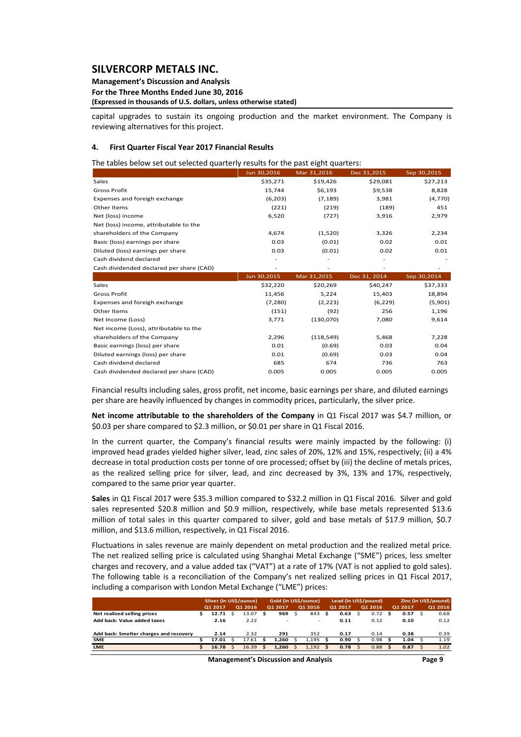capital upgrades to sustain its ongoing production and the market environment. The Company is reviewing alternatives for this project.

## 4. First Quarter Fiscal Year 2017 Financial Results

The tables below set out selected quarterly results for the past eight quarters:

| | Jun 30,2016 | Mar 31,2016 | Dec 31,2015 | Sep 30,2015 |
|---|---|---|---|---|
| Sales | $35,271 | $19,426 | $29,081 | $27,213 |
| Gross Profit | 15,744 | $6,193 | $9,538 | 8,828 |
| Expenses and foreign exchange | (6,203) | (7,189) | 3,981 | (4,770) |
| Other Items | (221) | (219) | (189) | 451 |
| Net (loss) income | 6,520 | (727) | 3,916 | 2,979 |
| Net (loss) income, attributable to the shareholders of the Company | 4,674 | (1,520) | 3,326 | 2,234 |
| Basic (loss) earnings per share | 0.03 | (0.01) | 0.02 | 0.01 |
| Diluted (loss) earnings per share | 0.03 | (0.01) | 0.02 | 0.01 |
| Cash dividend declared | - | - | - | - |
| Cash dividended declared per share (CAD) | - | - | - | - |
| | **Jun 30,2015** | **Mar 31,2015** | **Dec 31, 2014** | **Sep 30,2014** |
| Sales | $32,220 | $20,269 | $40,247 | $37,333 |
| Gross Profit | 11,456 | 5,224 | 15,403 | 18,894 |
| Expenses and foreign exchange | (7,280) | (2,223) | (6,229) | (5,901) |
| Other Items | (151) | (92) | 256 | 1,196 |
| Net Income (Loss) | 3,771 | (130,070) | 7,080 | 9,614 |
| Net income (Loss), attributable to the shareholders of the Company | 2,296 | (118,549) | 5,468 | 7,228 |
| Basic earnings (loss) per share | 0.01 | (0.69) | 0.03 | 0.04 |
| Diluted earnings (loss) per share | 0.01 | (0.69) | 0.03 | 0.04 |
| Cash dividend declared | 685 | 674 | 736 | 763 |
| Cash dividended declared per share (CAD) | 0.005 | 0.005 | 0.005 | 0.005 |

Financial results including sales, gross profit, net income, basic earnings per share, and diluted earnings per share are heavily influenced by changes in commodity prices, particularly, the silver price.

**Net income attributable to the shareholders of the Company** in Q1 Fiscal 2017 was $4.7 million, or $0.03 per share compared to $2.3 million, or $0.01 per share in Q1 Fiscal 2016.

In the current quarter, the Company's financial results were mainly impacted by the following: (i) improved head grades yielded higher silver, lead, zinc sales of 20%, 12% and 15%, respectively; (ii) a 4% decrease in total production costs per tonne of ore processed; offset by (iii) the decline of metals prices, as the realized selling price for silver, lead, and zinc decreased by 3%, 13% and 17%, respectively, compared to the same prior year quarter.

**Sales** in Q1 Fiscal 2017 were $35.3 million compared to $32.2 million in Q1 Fiscal 2016. Silver and gold sales represented $20.8 million and $0.9 million, respectively, while base metals represented $13.6 million of total sales in this quarter compared to silver, gold and base metals of $17.9 million, $0.7 million, and $13.6 million, respectively, in Q1 Fiscal 2016.

Fluctuations in sales revenue are mainly dependent on metal production and the realized metal price. The net realized selling price is calculated using Shanghai Metal Exchange ("SME") prices, less smelter charges and recovery, and a value added tax ("VAT") at a rate of 17% (VAT is not applied to gold sales). The following table is a reconciliation of the Company's net realized selling prices in Q1 Fiscal 2017, including a comparison with London Metal Exchange ("LME") prices:

| | Silver (in US$/ounce) | | Gold (in US$/ounce) | | Lead (in US$/pound) | | Zinc (in US$/pound) | |
|---|---|---|---|---|---|---|---|---|
| | Q1 2017 | Q1 2016 | Q1 2017 | Q1 2016 | Q1 2017 | Q1 2016 | Q1 2017 | Q1 2016 |
| **Net realized selling prices** | **$ 12.71** | $ 13.07 | **$ 969** | $ 843 | **$ 0.63** | $ 0.72 | **$ 0.57** | $ 0.68 |
| **Add back: Value added taxes** | **2.16** | 2.22 | - | - | **0.11** | 0.12 | **0.10** | 0.12 |
| **Add back: Smelter charges and recovery** | **2.14** | 2.32 | **291** | 352 | **0.17** | 0.14 | **0.38** | 0.39 |
| **SME** | **$ 17.01** | $ 17.61 | **$ 1,260** | $ 1,195 | **$ 0.90** | $ 0.98 | **$ 1.04** | $ 1.19 |
| **LME** | **$ 16.78** | $ 16.39 | **$ 1,260** | $ 1,192 | **$ 0.78** | $ 0.88 | **$ 0.87** | $ 1.02 |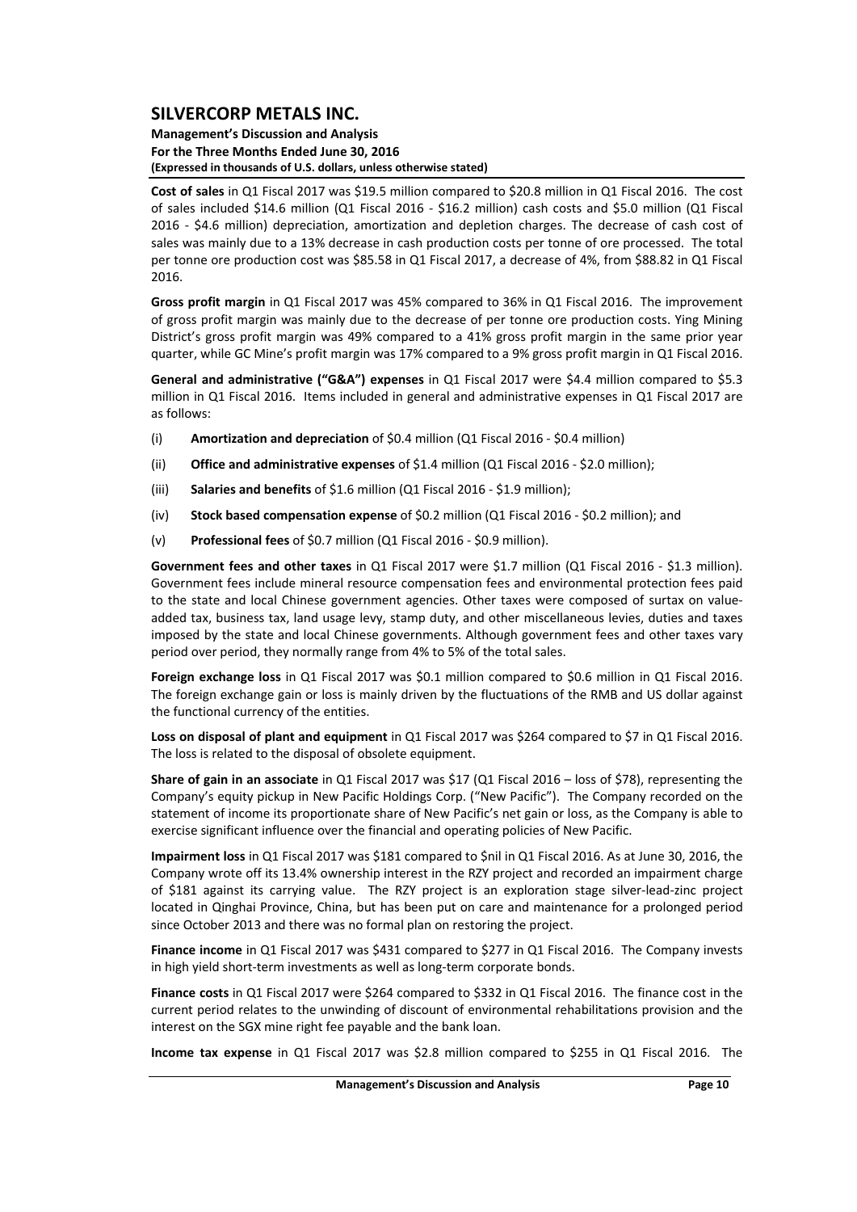**Cost of sales** in Q1 Fiscal 2017 was $19.5 million compared to $20.8 million in Q1 Fiscal 2016. The cost of sales included $14.6 million (Q1 Fiscal 2016 - $16.2 million) cash costs and $5.0 million (Q1 Fiscal 2016 - $4.6 million) depreciation, amortization and depletion charges. The decrease of cash cost of sales was mainly due to a 13% decrease in cash production costs per tonne of ore processed. The total per tonne ore production cost was $85.58 in Q1 Fiscal 2017, a decrease of 4%, from $88.82 in Q1 Fiscal 2016.

**Gross profit margin** in Q1 Fiscal 2017 was 45% compared to 36% in Q1 Fiscal 2016. The improvement of gross profit margin was mainly due to the decrease of per tonne ore production costs. Ying Mining District's gross profit margin was 49% compared to a 41% gross profit margin in the same prior year quarter, while GC Mine's profit margin was 17% compared to a 9% gross profit margin in Q1 Fiscal 2016.

**General and administrative ("G&A") expenses** in Q1 Fiscal 2017 were $4.4 million compared to $5.3 million in Q1 Fiscal 2016. Items included in general and administrative expenses in Q1 Fiscal 2017 are as follows:

(i) **Amortization and depreciation** of $0.4 million (Q1 Fiscal 2016 - $0.4 million)

(ii) **Office and administrative expenses** of $1.4 million (Q1 Fiscal 2016 - $2.0 million);

(iii) **Salaries and benefits** of $1.6 million (Q1 Fiscal 2016 - $1.9 million);

(iv) **Stock based compensation expense** of $0.2 million (Q1 Fiscal 2016 - $0.2 million); and

(v) **Professional fees** of $0.7 million (Q1 Fiscal 2016 - $0.9 million).

**Government fees and other taxes** in Q1 Fiscal 2017 were $1.7 million (Q1 Fiscal 2016 - $1.3 million). Government fees include mineral resource compensation fees and environmental protection fees paid to the state and local Chinese government agencies. Other taxes were composed of surtax on value-added tax, business tax, land usage levy, stamp duty, and other miscellaneous levies, duties and taxes imposed by the state and local Chinese governments. Although government fees and other taxes vary period over period, they normally range from 4% to 5% of the total sales.

**Foreign exchange loss** in Q1 Fiscal 2017 was $0.1 million compared to $0.6 million in Q1 Fiscal 2016. The foreign exchange gain or loss is mainly driven by the fluctuations of the RMB and US dollar against the functional currency of the entities.

**Loss on disposal of plant and equipment** in Q1 Fiscal 2017 was $264 compared to $7 in Q1 Fiscal 2016. The loss is related to the disposal of obsolete equipment.

**Share of gain in an associate** in Q1 Fiscal 2017 was $17 (Q1 Fiscal 2016 – loss of $78), representing the Company's equity pickup in New Pacific Holdings Corp. ("New Pacific"). The Company recorded on the statement of income its proportionate share of New Pacific's net gain or loss, as the Company is able to exercise significant influence over the financial and operating policies of New Pacific.

**Impairment loss** in Q1 Fiscal 2017 was $181 compared to $nil in Q1 Fiscal 2016. As at June 30, 2016, the Company wrote off its 13.4% ownership interest in the RZY project and recorded an impairment charge of $181 against its carrying value. The RZY project is an exploration stage silver-lead-zinc project located in Qinghai Province, China, but has been put on care and maintenance for a prolonged period since October 2013 and there was no formal plan on restoring the project.

**Finance income** in Q1 Fiscal 2017 was $431 compared to $277 in Q1 Fiscal 2016. The Company invests in high yield short-term investments as well as long-term corporate bonds.

**Finance costs** in Q1 Fiscal 2017 were $264 compared to $332 in Q1 Fiscal 2016. The finance cost in the current period relates to the unwinding of discount of environmental rehabilitations provision and the interest on the SGX mine right fee payable and the bank loan.

**Income tax expense** in Q1 Fiscal 2017 was $2.8 million compared to $255 in Q1 Fiscal 2016. The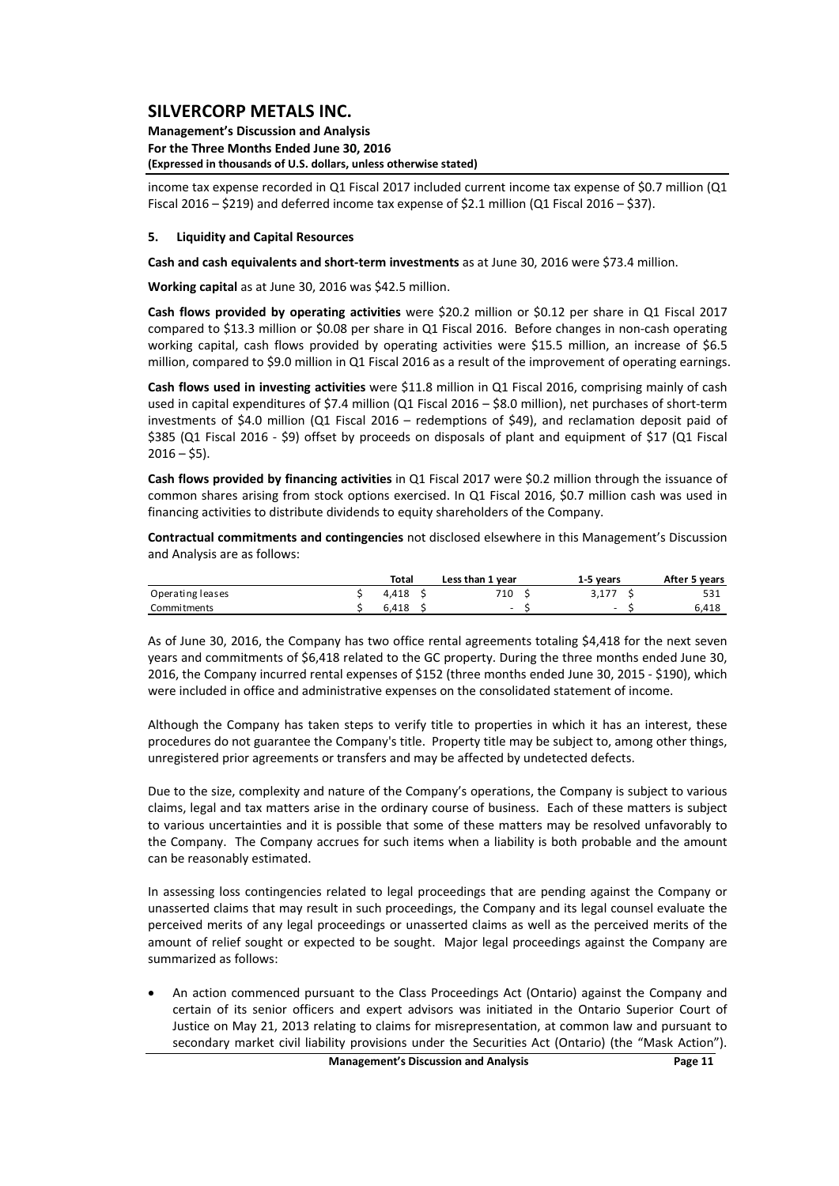income tax expense recorded in Q1 Fiscal 2017 included current income tax expense of $0.7 million (Q1 Fiscal 2016 – $219) and deferred income tax expense of $2.1 million (Q1 Fiscal 2016 – $37).

## 5. Liquidity and Capital Resources

**Cash and cash equivalents and short-term investments** as at June 30, 2016 were $73.4 million.

**Working capital** as at June 30, 2016 was $42.5 million.

**Cash flows provided by operating activities** were $20.2 million or $0.12 per share in Q1 Fiscal 2017 compared to $13.3 million or $0.08 per share in Q1 Fiscal 2016. Before changes in non-cash operating working capital, cash flows provided by operating activities were $15.5 million, an increase of $6.5 million, compared to $9.0 million in Q1 Fiscal 2016 as a result of the improvement of operating earnings.

**Cash flows used in investing activities** were $11.8 million in Q1 Fiscal 2016, comprising mainly of cash used in capital expenditures of $7.4 million (Q1 Fiscal 2016 – $8.0 million), net purchases of short-term investments of $4.0 million (Q1 Fiscal 2016 – redemptions of $49), and reclamation deposit paid of $385 (Q1 Fiscal 2016 - $9) offset by proceeds on disposals of plant and equipment of $17 (Q1 Fiscal 2016 – $5).

**Cash flows provided by financing activities** in Q1 Fiscal 2017 were $0.2 million through the issuance of common shares arising from stock options exercised. In Q1 Fiscal 2016, $0.7 million cash was used in financing activities to distribute dividends to equity shareholders of the Company.

**Contractual commitments and contingencies** not disclosed elsewhere in this Management's Discussion and Analysis are as follows:

| | Total | Less than 1 year | 1-5 years | After 5 years |
|---|---|---|---|---|
| Operating leases | $ 4,418 | $ 710 | $ 3,177 | $ 531 |
| Commitments | $ 6,418 | $ - | $ - | $ 6,418 |

As of June 30, 2016, the Company has two office rental agreements totaling $4,418 for the next seven years and commitments of $6,418 related to the GC property. During the three months ended June 30, 2016, the Company incurred rental expenses of $152 (three months ended June 30, 2015 - $190), which were included in office and administrative expenses on the consolidated statement of income.

Although the Company has taken steps to verify title to properties in which it has an interest, these procedures do not guarantee the Company's title. Property title may be subject to, among other things, unregistered prior agreements or transfers and may be affected by undetected defects.

Due to the size, complexity and nature of the Company's operations, the Company is subject to various claims, legal and tax matters arise in the ordinary course of business. Each of these matters is subject to various uncertainties and it is possible that some of these matters may be resolved unfavorably to the Company. The Company accrues for such items when a liability is both probable and the amount can be reasonably estimated.

In assessing loss contingencies related to legal proceedings that are pending against the Company or unasserted claims that may result in such proceedings, the Company and its legal counsel evaluate the perceived merits of any legal proceedings or unasserted claims as well as the perceived merits of the amount of relief sought or expected to be sought. Major legal proceedings against the Company are summarized as follows:

- An action commenced pursuant to the Class Proceedings Act (Ontario) against the Company and certain of its senior officers and expert advisors was initiated in the Ontario Superior Court of Justice on May 21, 2013 relating to claims for misrepresentation, at common law and pursuant to secondary market civil liability provisions under the Securities Act (Ontario) (the "Mask Action").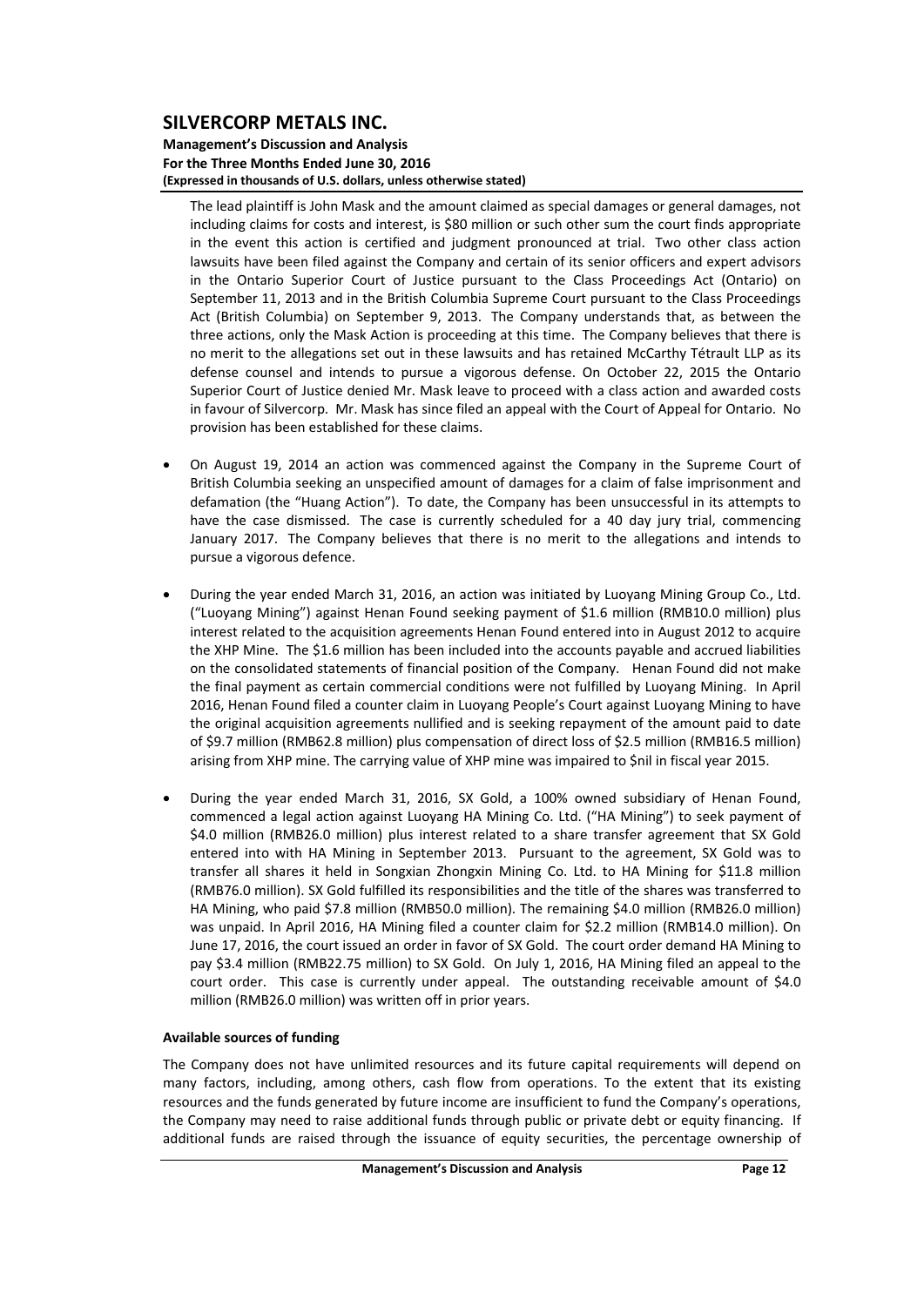The lead plaintiff is John Mask and the amount claimed as special damages or general damages, not including claims for costs and interest, is $80 million or such other sum the court finds appropriate in the event this action is certified and judgment pronounced at trial. Two other class action lawsuits have been filed against the Company and certain of its senior officers and expert advisors in the Ontario Superior Court of Justice pursuant to the Class Proceedings Act (Ontario) on September 11, 2013 and in the British Columbia Supreme Court pursuant to the Class Proceedings Act (British Columbia) on September 9, 2013. The Company understands that, as between the three actions, only the Mask Action is proceeding at this time. The Company believes that there is no merit to the allegations set out in these lawsuits and has retained McCarthy Tétrault LLP as its defense counsel and intends to pursue a vigorous defense. On October 22, 2015 the Ontario Superior Court of Justice denied Mr. Mask leave to proceed with a class action and awarded costs in favour of Silvercorp. Mr. Mask has since filed an appeal with the Court of Appeal for Ontario. No provision has been established for these claims.

- On August 19, 2014 an action was commenced against the Company in the Supreme Court of British Columbia seeking an unspecified amount of damages for a claim of false imprisonment and defamation (the "Huang Action"). To date, the Company has been unsuccessful in its attempts to have the case dismissed. The case is currently scheduled for a 40 day jury trial, commencing January 2017. The Company believes that there is no merit to the allegations and intends to pursue a vigorous defence.

- During the year ended March 31, 2016, an action was initiated by Luoyang Mining Group Co., Ltd. ("Luoyang Mining") against Henan Found seeking payment of $1.6 million (RMB10.0 million) plus interest related to the acquisition agreements Henan Found entered into in August 2012 to acquire the XHP Mine. The $1.6 million has been included into the accounts payable and accrued liabilities on the consolidated statements of financial position of the Company. Henan Found did not make the final payment as certain commercial conditions were not fulfilled by Luoyang Mining. In April 2016, Henan Found filed a counter claim in Luoyang People's Court against Luoyang Mining to have the original acquisition agreements nullified and is seeking repayment of the amount paid to date of $9.7 million (RMB62.8 million) plus compensation of direct loss of $2.5 million (RMB16.5 million) arising from XHP mine. The carrying value of XHP mine was impaired to $nil in fiscal year 2015.

- During the year ended March 31, 2016, SX Gold, a 100% owned subsidiary of Henan Found, commenced a legal action against Luoyang HA Mining Co. Ltd. ("HA Mining") to seek payment of $4.0 million (RMB26.0 million) plus interest related to a share transfer agreement that SX Gold entered into with HA Mining in September 2013. Pursuant to the agreement, SX Gold was to transfer all shares it held in Songxian Zhongxin Mining Co. Ltd. to HA Mining for $11.8 million (RMB76.0 million). SX Gold fulfilled its responsibilities and the title of the shares was transferred to HA Mining, who paid $7.8 million (RMB50.0 million). The remaining $4.0 million (RMB26.0 million) was unpaid. In April 2016, HA Mining filed a counter claim for $2.2 million (RMB14.0 million). On June 17, 2016, the court issued an order in favor of SX Gold. The court order demand HA Mining to pay $3.4 million (RMB22.75 million) to SX Gold. On July 1, 2016, HA Mining filed an appeal to the court order. This case is currently under appeal. The outstanding receivable amount of $4.0 million (RMB26.0 million) was written off in prior years.

**Available sources of funding**

The Company does not have unlimited resources and its future capital requirements will depend on many factors, including, among others, cash flow from operations. To the extent that its existing resources and the funds generated by future income are insufficient to fund the Company's operations, the Company may need to raise additional funds through public or private debt or equity financing. If additional funds are raised through the issuance of equity securities, the percentage ownership of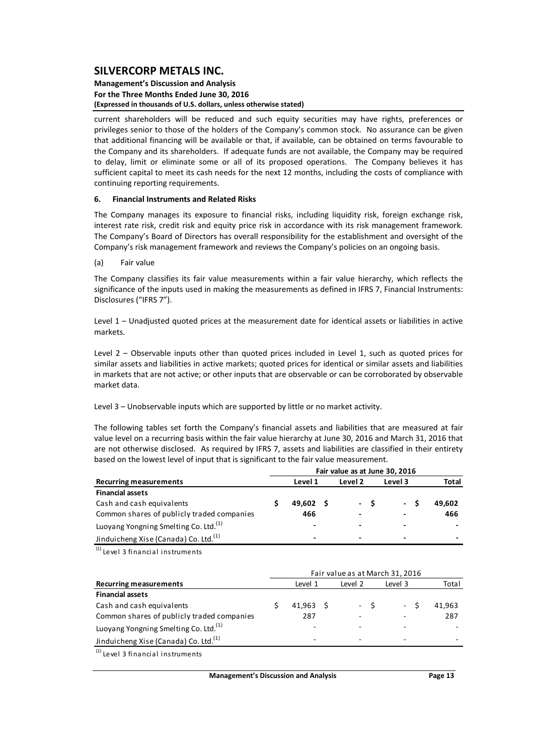current shareholders will be reduced and such equity securities may have rights, preferences or privileges senior to those of the holders of the Company's common stock. No assurance can be given that additional financing will be available or that, if available, can be obtained on terms favourable to the Company and its shareholders. If adequate funds are not available, the Company may be required to delay, limit or eliminate some or all of its proposed operations. The Company believes it has sufficient capital to meet its cash needs for the next 12 months, including the costs of compliance with continuing reporting requirements.

## 6. Financial Instruments and Related Risks

The Company manages its exposure to financial risks, including liquidity risk, foreign exchange risk, interest rate risk, credit risk and equity price risk in accordance with its risk management framework. The Company's Board of Directors has overall responsibility for the establishment and oversight of the Company's risk management framework and reviews the Company's policies on an ongoing basis.

(a) Fair value

The Company classifies its fair value measurements within a fair value hierarchy, which reflects the significance of the inputs used in making the measurements as defined in IFRS 7, Financial Instruments: Disclosures ("IFRS 7").

Level 1 – Unadjusted quoted prices at the measurement date for identical assets or liabilities in active markets.

Level 2 – Observable inputs other than quoted prices included in Level 1, such as quoted prices for similar assets and liabilities in active markets; quoted prices for identical or similar assets and liabilities in markets that are not active; or other inputs that are observable or can be corroborated by observable market data.

Level 3 – Unobservable inputs which are supported by little or no market activity.

The following tables set forth the Company's financial assets and liabilities that are measured at fair value level on a recurring basis within the fair value hierarchy at June 30, 2016 and March 31, 2016 that are not otherwise disclosed. As required by IFRS 7, assets and liabilities are classified in their entirety based on the lowest level of input that is significant to the fair value measurement.

| | Fair value as at June 30, 2016 | | | |
|---|---|---|---|---|
| **Recurring measurements** | **Level 1** | **Level 2** | **Level 3** | **Total** |
| **Financial assets** | | | | |
| Cash and cash equivalents | **$ 49,602** | **$ -** | **$ -** | **$ 49,602** |
| Common shares of publicly traded companies | **466** | **-** | **-** | **466** |
| Luoyang Yongning Smelting Co. Ltd.[(1)] | **-** | **-** | **-** | **-** |
| Jinduicheng Xise (Canada) Co. Ltd.[(1)] | **-** | **-** | **-** | **-** |

[(1)] Level 3 financial instruments

| | Fair value as at March 31, 2016 | | | |
|---|---|---|---|---|
| **Recurring measurements** | Level 1 | Level 2 | Level 3 | Total |
| **Financial assets** | | | | |
| Cash and cash equivalents | $ 41,963 | $ - | $ - | $ 41,963 |
| Common shares of publicly traded companies | 287 | - | - | 287 |
| Luoyang Yongning Smelting Co. Ltd.[(1)] | - | - | - | - |
| Jinduicheng Xise (Canada) Co. Ltd.[(1)] | - | - | - | - |

[(1)] Level 3 financial instruments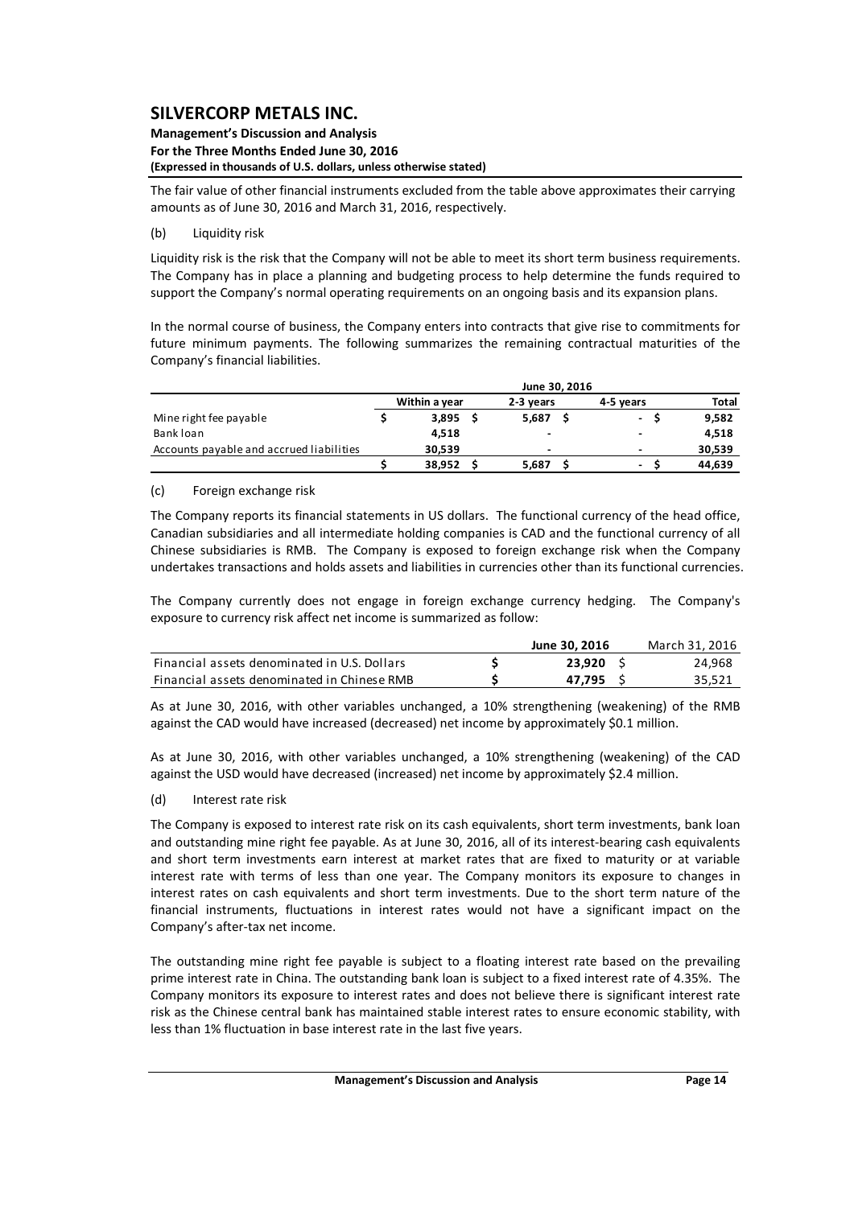The fair value of other financial instruments excluded from the table above approximates their carrying amounts as of June 30, 2016 and March 31, 2016, respectively.

(b) Liquidity risk

Liquidity risk is the risk that the Company will not be able to meet its short term business requirements. The Company has in place a planning and budgeting process to help determine the funds required to support the Company's normal operating requirements on an ongoing basis and its expansion plans.

In the normal course of business, the Company enters into contracts that give rise to commitments for future minimum payments. The following summarizes the remaining contractual maturities of the Company's financial liabilities.

| | June 30, 2016 | | | |
|---|---|---|---|---|
| | Within a year | 2-3 years | 4-5 years | Total |
| Mine right fee payable | $ 3,895 | $ 5,687 | $ - | $ 9,582 |
| Bank loan | 4,518 | - | - | 4,518 |
| Accounts payable and accrued liabilities | 30,539 | - | - | 30,539 |
| | $ 38,952 | $ 5,687 | $ - | $ 44,639 |

(c) Foreign exchange risk

The Company reports its financial statements in US dollars. The functional currency of the head office, Canadian subsidiaries and all intermediate holding companies is CAD and the functional currency of all Chinese subsidiaries is RMB. The Company is exposed to foreign exchange risk when the Company undertakes transactions and holds assets and liabilities in currencies other than its functional currencies.

The Company currently does not engage in foreign exchange currency hedging. The Company's exposure to currency risk affect net income is summarized as follow:

| | June 30, 2016 | March 31, 2016 |
|---|---|---|
| Financial assets denominated in U.S. Dollars | $ 23,920 | $ 24,968 |
| Financial assets denominated in Chinese RMB | $ 47,795 | $ 35,521 |

As at June 30, 2016, with other variables unchanged, a 10% strengthening (weakening) of the RMB against the CAD would have increased (decreased) net income by approximately $0.1 million.

As at June 30, 2016, with other variables unchanged, a 10% strengthening (weakening) of the CAD against the USD would have decreased (increased) net income by approximately $2.4 million.

(d) Interest rate risk

The Company is exposed to interest rate risk on its cash equivalents, short term investments, bank loan and outstanding mine right fee payable. As at June 30, 2016, all of its interest-bearing cash equivalents and short term investments earn interest at market rates that are fixed to maturity or at variable interest rate with terms of less than one year. The Company monitors its exposure to changes in interest rates on cash equivalents and short term investments. Due to the short term nature of the financial instruments, fluctuations in interest rates would not have a significant impact on the Company's after-tax net income.

The outstanding mine right fee payable is subject to a floating interest rate based on the prevailing prime interest rate in China. The outstanding bank loan is subject to a fixed interest rate of 4.35%. The Company monitors its exposure to interest rates and does not believe there is significant interest rate risk as the Chinese central bank has maintained stable interest rates to ensure economic stability, with less than 1% fluctuation in base interest rate in the last five years.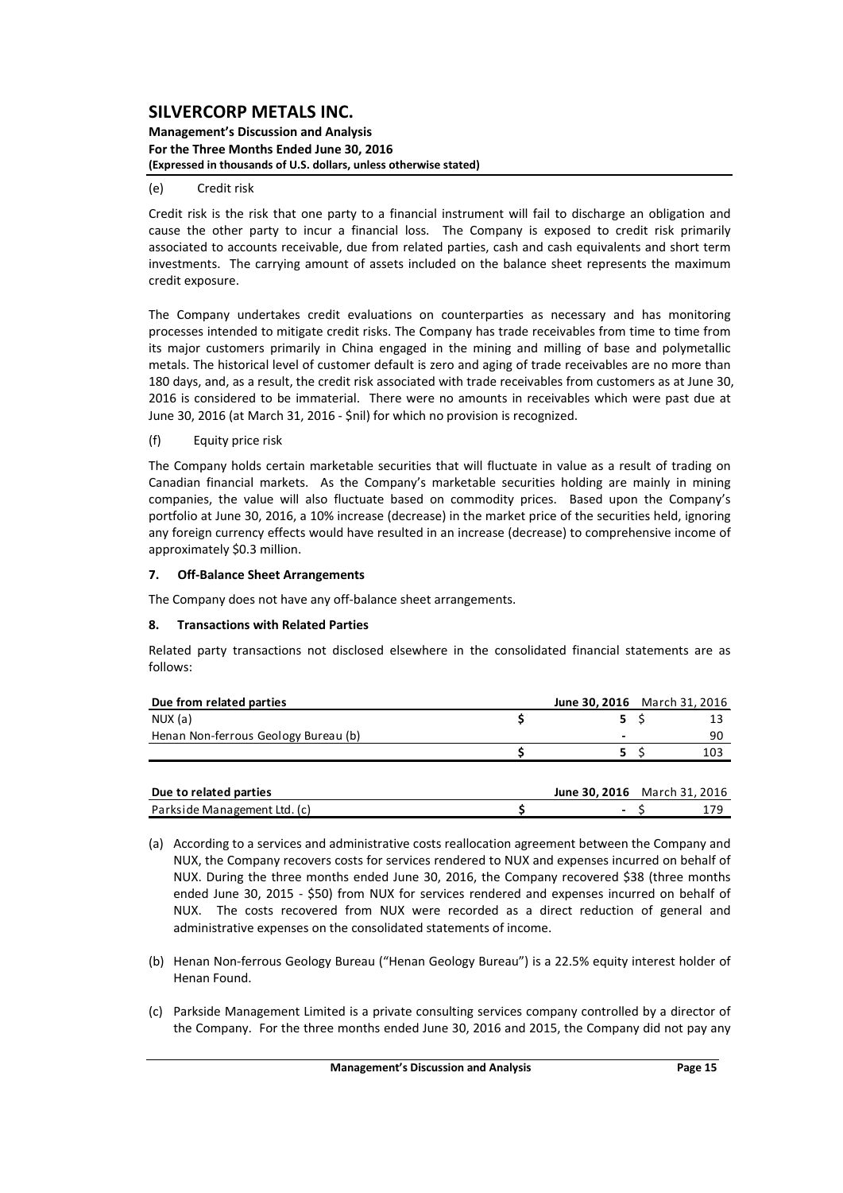(e) Credit risk

Credit risk is the risk that one party to a financial instrument will fail to discharge an obligation and cause the other party to incur a financial loss. The Company is exposed to credit risk primarily associated to accounts receivable, due from related parties, cash and cash equivalents and short term investments. The carrying amount of assets included on the balance sheet represents the maximum credit exposure.

The Company undertakes credit evaluations on counterparties as necessary and has monitoring processes intended to mitigate credit risks. The Company has trade receivables from time to time from its major customers primarily in China engaged in the mining and milling of base and polymetallic metals. The historical level of customer default is zero and aging of trade receivables are no more than 180 days, and, as a result, the credit risk associated with trade receivables from customers as at June 30, 2016 is considered to be immaterial. There were no amounts in receivables which were past due at June 30, 2016 (at March 31, 2016 - $nil) for which no provision is recognized.

(f) Equity price risk

The Company holds certain marketable securities that will fluctuate in value as a result of trading on Canadian financial markets. As the Company's marketable securities holding are mainly in mining companies, the value will also fluctuate based on commodity prices. Based upon the Company's portfolio at June 30, 2016, a 10% increase (decrease) in the market price of the securities held, ignoring any foreign currency effects would have resulted in an increase (decrease) to comprehensive income of approximately $0.3 million.

## 7. Off-Balance Sheet Arrangements

The Company does not have any off-balance sheet arrangements.

## 8. Transactions with Related Parties

Related party transactions not disclosed elsewhere in the consolidated financial statements are as follows:

| Due from related parties | June 30, 2016 | March 31, 2016 |
|---|---|---|
| NUX (a) | $ 5 | $ 13 |
| Henan Non-ferrous Geology Bureau (b) | - | 90 |
| | $ 5 | $ 103 |

| Due to related parties | June 30, 2016 | March 31, 2016 |
|---|---|---|
| Parkside Management Ltd. (c) | $ - | $ 179 |

(a) According to a services and administrative costs reallocation agreement between the Company and NUX, the Company recovers costs for services rendered to NUX and expenses incurred on behalf of NUX. During the three months ended June 30, 2016, the Company recovered $38 (three months ended June 30, 2015 - $50) from NUX for services rendered and expenses incurred on behalf of NUX. The costs recovered from NUX were recorded as a direct reduction of general and administrative expenses on the consolidated statements of income.

(b) Henan Non-ferrous Geology Bureau ("Henan Geology Bureau") is a 22.5% equity interest holder of Henan Found.

(c) Parkside Management Limited is a private consulting services company controlled by a director of the Company. For the three months ended June 30, 2016 and 2015, the Company did not pay any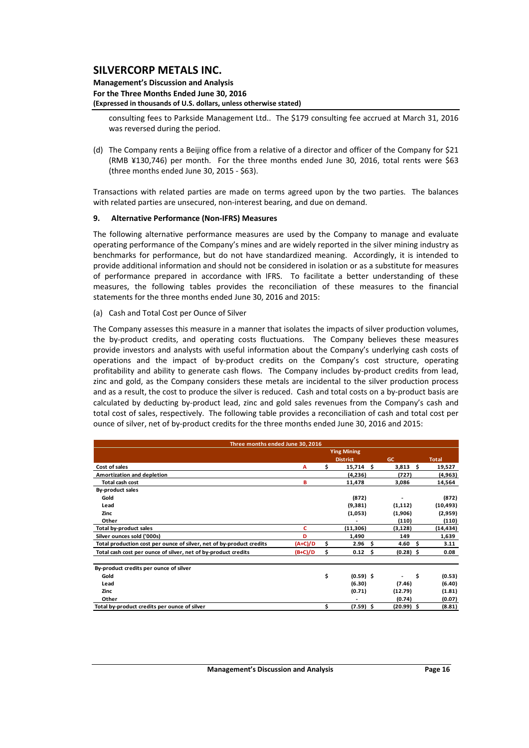consulting fees to Parkside Management Ltd.. The $179 consulting fee accrued at March 31, 2016 was reversed during the period.

(d) The Company rents a Beijing office from a relative of a director and officer of the Company for $21 (RMB ¥130,746) per month. For the three months ended June 30, 2016, total rents were $63 (three months ended June 30, 2015 - $63).

Transactions with related parties are made on terms agreed upon by the two parties. The balances with related parties are unsecured, non-interest bearing, and due on demand.

## 9. Alternative Performance (Non-IFRS) Measures

The following alternative performance measures are used by the Company to manage and evaluate operating performance of the Company's mines and are widely reported in the silver mining industry as benchmarks for performance, but do not have standardized meaning. Accordingly, it is intended to provide additional information and should not be considered in isolation or as a substitute for measures of performance prepared in accordance with IFRS. To facilitate a better understanding of these measures, the following tables provides the reconciliation of these measures to the financial statements for the three months ended June 30, 2016 and 2015:

(a) Cash and Total Cost per Ounce of Silver

The Company assesses this measure in a manner that isolates the impacts of silver production volumes, the by-product credits, and operating costs fluctuations. The Company believes these measures provide investors and analysts with useful information about the Company's underlying cash costs of operations and the impact of by-product credits on the Company's cost structure, operating profitability and ability to generate cash flows. The Company includes by-product credits from lead, zinc and gold, as the Company considers these metals are incidental to the silver production process and as a result, the cost to produce the silver is reduced. Cash and total costs on a by-product basis are calculated by deducting by-product lead, zinc and gold sales revenues from the Company's cash and total cost of sales, respectively. The following table provides a reconciliation of cash and total cost per ounce of silver, net of by-product credits for the three months ended June 30, 2016 and 2015:

| Three months ended June 30, 2016 | | Ying Mining District | GC | Total |
|---|---|---|---|---|
| **Cost of sales** | A | $ 15,714 | $ 3,813 | $ 19,527 |
| **Amortization and depletion** | | (4,236) | (727) | (4,963) |
| **Total cash cost** | B | 11,478 | 3,086 | 14,564 |
| **By-product sales** | | | | |
| Gold | | (872) | - | (872) |
| Lead | | (9,381) | (1,112) | (10,493) |
| Zinc | | (1,053) | (1,906) | (2,959) |
| Other | | - | (110) | (110) |
| **Total by-product sales** | C | (11,306) | (3,128) | (14,434) |
| **Silver ounces sold ('000s)** | D | 1,490 | 149 | 1,639 |
| **Total production cost per ounce of silver, net of by-product credits** | (A+C)/D | $ 2.96 | $ 4.60 | $ 3.11 |
| **Total cash cost per ounce of silver, net of by-product credits** | (B+C)/D | $ 0.12 | $ (0.28) | $ 0.08 |
| | | | | |
| **By-product credits per ounce of silver** | | | | |
| Gold | | $ (0.59) | $ - | $ (0.53) |
| Lead | | (6.30) | (7.46) | (6.40) |
| Zinc | | (0.71) | (12.79) | (1.81) |
| Other | | - | (0.74) | (0.07) |
| **Total by-product credits per ounce of silver** | | $ (7.59) | $ (20.99) | $ (8.81) |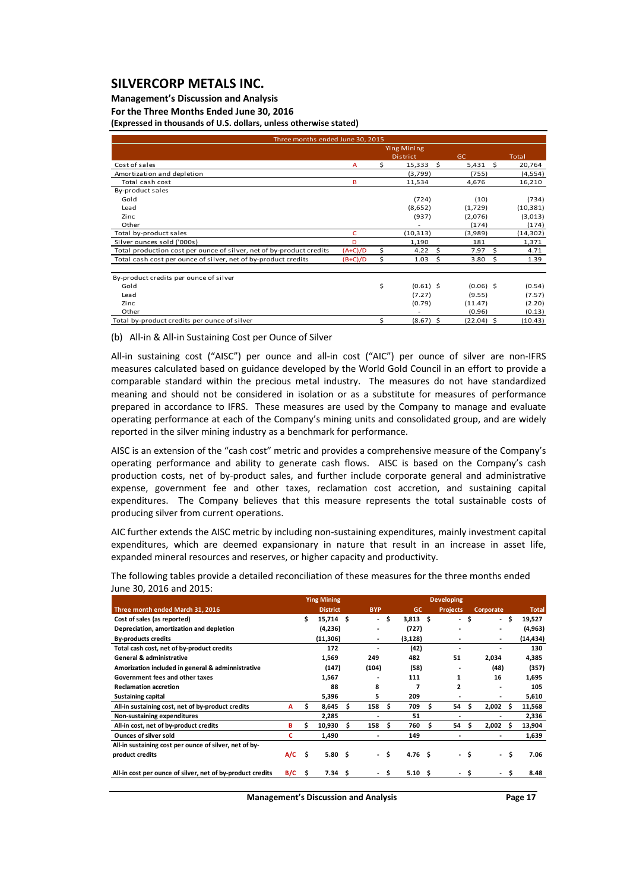# SILVERCORP METALS INC.

**Management's Discussion and Analysis**
**For the Three Months Ended June 30, 2016**
**(Expressed in thousands of U.S. dollars, unless otherwise stated)**

| Three months ended June 30, 2015 | | Ying Mining District | GC | Total |
|---|---|---|---|---|
| Cost of sales | A | $ 15,333 | $ 5,431 | $ 20,764 |
| Amortization and depletion | | (3,799) | (755) | (4,554) |
| Total cash cost | B | 11,534 | 4,676 | 16,210 |
| By-product sales | | | | |
| Gold | | (724) | (10) | (734) |
| Lead | | (8,652) | (1,729) | (10,381) |
| Zinc | | (937) | (2,076) | (3,013) |
| Other | | - | (174) | (174) |
| Total by-product sales | C | (10,313) | (3,989) | (14,302) |
| Silver ounces sold ('000s) | D | 1,190 | 181 | 1,371 |
| Total production cost per ounce of silver, net of by-product credits | (A+C)/D | $ 4.22 | $ 7.97 | $ 4.71 |
| Total cash cost per ounce of silver, net of by-product credits | (B+C)/D | $ 1.03 | $ 3.80 | $ 1.39 |
| | | | | |
| By-product credits per ounce of silver | | | | |
| Gold | | $ (0.61) | $ (0.06) | $ (0.54) |
| Lead | | (7.27) | (9.55) | (7.57) |
| Zinc | | (0.79) | (11.47) | (2.20) |
| Other | | - | (0.96) | (0.13) |
| Total by-product credits per ounce of silver | | $ (8.67) | $ (22.04) | $ (10.43) |

(b) All-in & All-in Sustaining Cost per Ounce of Silver

All-in sustaining cost ("AISC") per ounce and all-in cost ("AIC") per ounce of silver are non-IFRS measures calculated based on guidance developed by the World Gold Council in an effort to provide a comparable standard within the precious metal industry. The measures do not have standardized meaning and should not be considered in isolation or as a substitute for measures of performance prepared in accordance to IFRS. These measures are used by the Company to manage and evaluate operating performance at each of the Company's mining units and consolidated group, and are widely reported in the silver mining industry as a benchmark for performance.

AISC is an extension of the "cash cost" metric and provides a comprehensive measure of the Company's operating performance and ability to generate cash flows. AISC is based on the Company's cash production costs, net of by-product sales, and further include corporate general and administrative expense, government fee and other taxes, reclamation cost accretion, and sustaining capital expenditures. The Company believes that this measure represents the total sustainable costs of producing silver from current operations.

AIC further extends the AISC metric by including non-sustaining expenditures, mainly investment capital expenditures, which are deemed expansionary in nature that result in an increase in asset life, expanded mineral resources and reserves, or higher capacity and productivity.

The following tables provide a detailed reconciliation of these measures for the three months ended June 30, 2016 and 2015:

| Three month ended March 31, 2016 | | Ying Mining District | BYP | GC | Developing Projects | Corporate | Total |
|---|---|---|---|---|---|---|---|
| **Cost of sales (as reported)** | | $ 15,714 | $ - | $ 3,813 | $ - | $ - | $ 19,527 |
| **Depreciation, amortization and depletion** | | (4,236) | - | (727) | - | - | (4,963) |
| **By-products credits** | | (11,306) | - | (3,128) | - | - | (14,434) |
| **Total cash cost, net of by-product credits** | | 172 | - | (42) | - | - | 130 |
| **General & administrative** | | 1,569 | 249 | 482 | 51 | 2,034 | 4,385 |
| **Amorization included in general & adminnistrative** | | (147) | (104) | (58) | - | (48) | (357) |
| **Government fees and other taxes** | | 1,567 | - | 111 | 1 | 16 | 1,695 |
| **Reclamation accretion** | | 88 | 8 | 7 | 2 | - | 105 |
| **Sustaining capital** | | 5,396 | 5 | 209 | - | - | 5,610 |
| **All-in sustaining cost, net of by-product credits** | A | $ 8,645 | $ 158 | $ 709 | $ 54 | $ 2,002 | $ 11,568 |
| **Non-sustaining expenditures** | | 2,285 | - | 51 | - | - | 2,336 |
| **All-in cost, net of by-product credits** | B | $ 10,930 | $ 158 | $ 760 | $ 54 | $ 2,002 | $ 13,904 |
| **Ounces of silver sold** | C | 1,490 | - | 149 | - | - | 1,639 |
| **All-in sustaining cost per ounce of silver, net of by-product credits** | A/C | $ 5.80 | $ - | $ 4.76 | $ - | $ - | $ 7.06 |
| **All-in cost per ounce of silver, net of by-product credits** | B/C | $ 7.34 | $ - | $ 5.10 | $ - | $ - | $ 8.48 |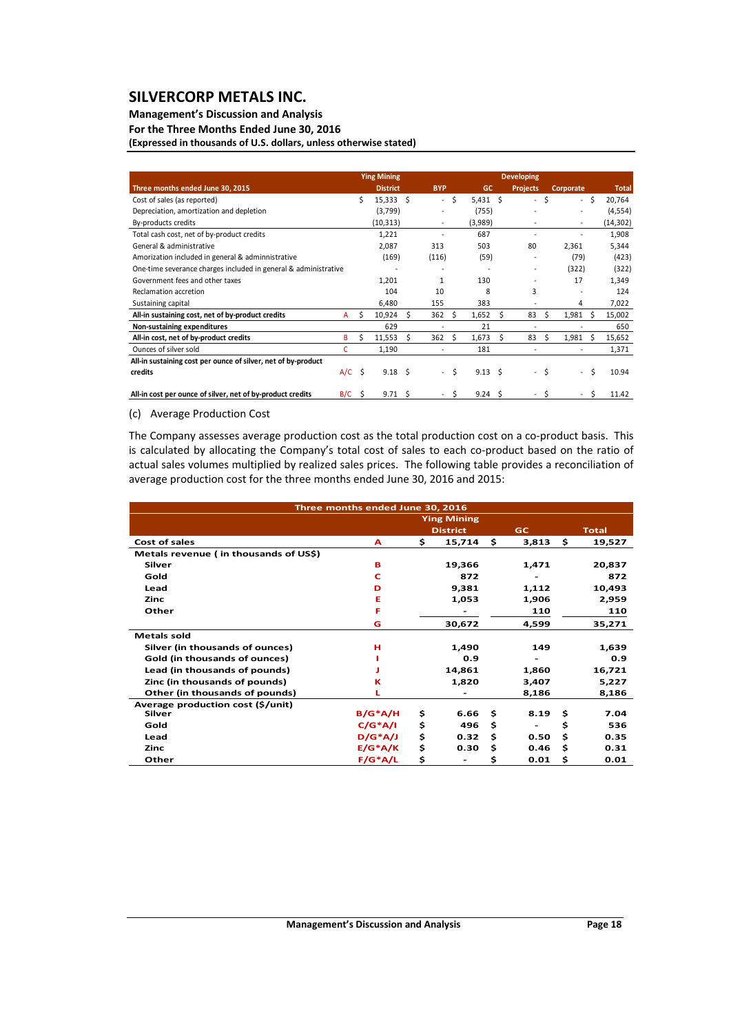# SILVERCORP METALS INC.

**Management's Discussion and Analysis**
**For the Three Months Ended June 30, 2016**
**(Expressed in thousands of U.S. dollars, unless otherwise stated)**

| Three months ended June 30, 2015 | | Ying Mining District | BYP | GC | Developing Projects | Corporate | Total |
|---|---|---|---|---|---|---|---|
| Cost of sales (as reported) | | $ 15,333 | $ - | $ 5,431 | $ - | $ - | $ 20,764 |
| Depreciation, amortization and depletion | | (3,799) | - | (755) | - | - | (4,554) |
| By-products credits | | (10,313) | - | (3,989) | - | - | (14,302) |
| Total cash cost, net of by-product credits | | 1,221 | - | 687 | - | - | 1,908 |
| General & administrative | | 2,087 | 313 | 503 | 80 | 2,361 | 5,344 |
| Amorization included in general & adminnistrative | | (169) | (116) | (59) | - | (79) | (423) |
| One-time severance charges included in general & administrative | | - | - | - | - | (322) | (322) |
| Government fees and other taxes | | 1,201 | 1 | 130 | - | 17 | 1,349 |
| Reclamation accretion | | 104 | 10 | 8 | 3 | - | 124 |
| Sustaining capital | | 6,480 | 155 | 383 | - | 4 | 7,022 |
| **All-in sustaining cost, net of by-product credits** | A | $ 10,924 | $ 362 | $ 1,652 | $ 83 | $ 1,981 | $ 15,002 |
| **Non-sustaining expenditures** | | 629 | - | 21 | - | - | 650 |
| **All-in cost, net of by-product credits** | B | $ 11,553 | $ 362 | $ 1,673 | $ 83 | $ 1,981 | $ 15,652 |
| Ounces of silver sold | C | 1,190 | - | 181 | - | - | 1,371 |
| **All-in sustaining cost per ounce of silver, net of by-product credits** | A/C | $ 9.18 | $ - | $ 9.13 | $ - | $ - | $ 10.94 |
| **All-in cost per ounce of silver, net of by-product credits** | B/C | $ 9.71 | $ - | $ 9.24 | $ - | $ - | $ 11.42 |

(c) Average Production Cost

The Company assesses average production cost as the total production cost on a co-product basis. This is calculated by allocating the Company's total cost of sales to each co-product based on the ratio of actual sales volumes multiplied by realized sales prices. The following table provides a reconciliation of average production cost for the three months ended June 30, 2016 and 2015:

| Three months ended June 30, 2016 | | Ying Mining District | GC | Total |
|---|---|---|---|---|
| **Cost of sales** | **A** | **$ 15,714** | **$ 3,813** | **$ 19,527** |
| **Metals revenue ( in thousands of US$)** | | | | |
| **Silver** | **B** | **19,366** | **1,471** | **20,837** |
| **Gold** | **C** | **872** | **-** | **872** |
| **Lead** | **D** | **9,381** | **1,112** | **10,493** |
| **Zinc** | **E** | **1,053** | **1,906** | **2,959** |
| **Other** | **F** | **-** | **110** | **110** |
| | **G** | **30,672** | **4,599** | **35,271** |
| **Metals sold** | | | | |
| **Silver (in thousands of ounces)** | **H** | **1,490** | **149** | **1,639** |
| **Gold (in thousands of ounces)** | **I** | **0.9** | **-** | **0.9** |
| **Lead (in thousands of pounds)** | **J** | **14,861** | **1,860** | **16,721** |
| **Zinc (in thousands of pounds)** | **K** | **1,820** | **3,407** | **5,227** |
| **Other (in thousands of pounds)** | **L** | **-** | **8,186** | **8,186** |
| **Average production cost ($/unit)** | | | | |
| **Silver** | **B/G*A/H** | **$ 6.66** | **$ 8.19** | **$ 7.04** |
| **Gold** | **C/G*A/I** | **$ 496** | **$ -** | **$ 536** |
| **Lead** | **D/G*A/J** | **$ 0.32** | **$ 0.50** | **$ 0.35** |
| **Zinc** | **E/G*A/K** | **$ 0.30** | **$ 0.46** | **$ 0.31** |
| **Other** | **F/G*A/L** | **$ -** | **$ 0.01** | **$ 0.01** |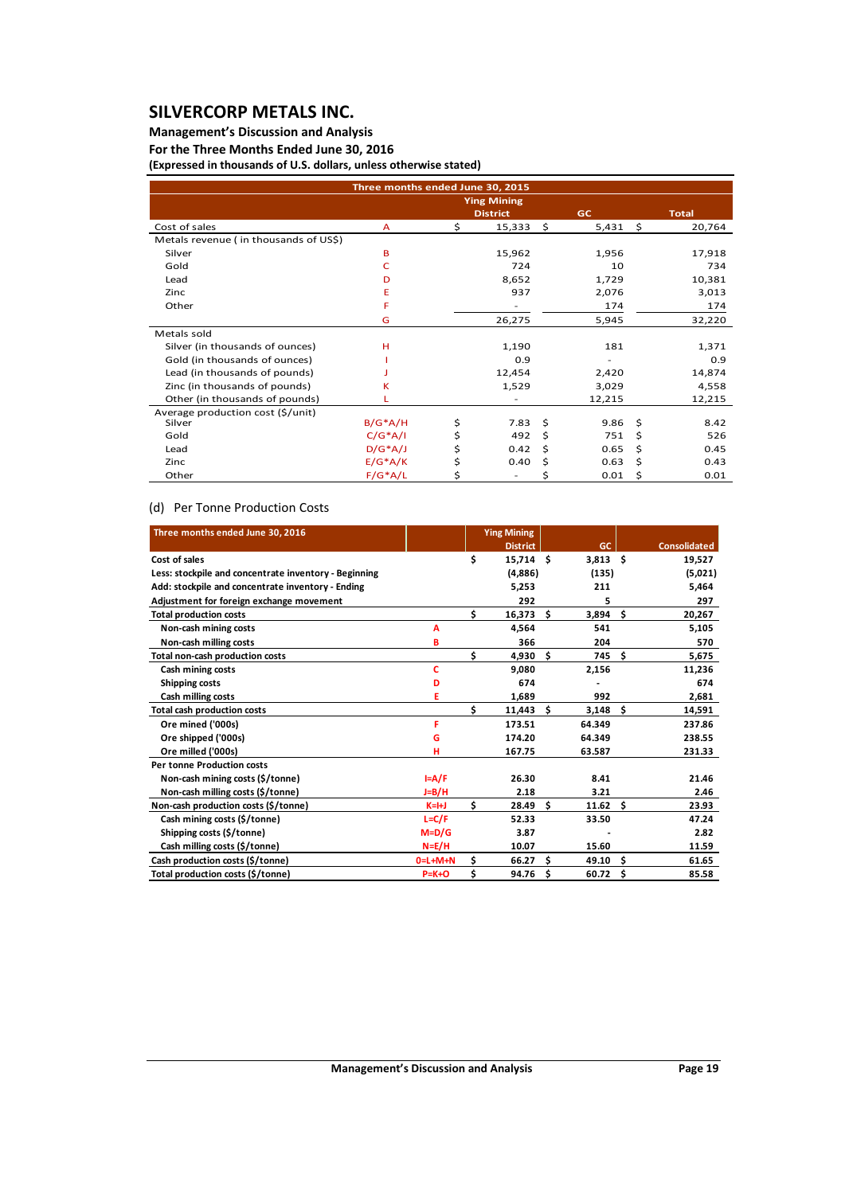# SILVERCORP METALS INC.

**Management's Discussion and Analysis**
**For the Three Months Ended June 30, 2016**
**(Expressed in thousands of U.S. dollars, unless otherwise stated)**

| Three months ended June 30, 2015 | | Ying Mining District | GC | Total |
|---|---|---|---|---|
| Cost of sales | A | $ 15,333 | $ 5,431 | $ 20,764 |
| Metals revenue ( in thousands of US$) | | | | |
| Silver | B | 15,962 | 1,956 | 17,918 |
| Gold | C | 724 | 10 | 734 |
| Lead | D | 8,652 | 1,729 | 10,381 |
| Zinc | E | 937 | 2,076 | 3,013 |
| Other | F | - | 174 | 174 |
| | G | 26,275 | 5,945 | 32,220 |
| Metals sold | | | | |
| Silver (in thousands of ounces) | H | 1,190 | 181 | 1,371 |
| Gold (in thousands of ounces) | I | 0.9 | - | 0.9 |
| Lead (in thousands of pounds) | J | 12,454 | 2,420 | 14,874 |
| Zinc (in thousands of pounds) | K | 1,529 | 3,029 | 4,558 |
| Other (in thousands of pounds) | L | - | 12,215 | 12,215 |
| Average production cost ($/unit) | | | | |
| Silver | B/G\*A/H | $ 7.83 | $ 9.86 | $ 8.42 |
| Gold | C/G\*A/I | $ 492 | $ 751 | $ 526 |
| Lead | D/G\*A/J | $ 0.42 | $ 0.65 | $ 0.45 |
| Zinc | E/G\*A/K | $ 0.40 | $ 0.63 | $ 0.43 |
| Other | F/G\*A/L | $ - | $ 0.01 | $ 0.01 |

(d) Per Tonne Production Costs

| Three months ended June 30, 2016 | | Ying Mining District | GC | Consolidated |
|---|---|---|---|---|
| **Cost of sales** | | $ 15,714 | $ 3,813 | $ 19,527 |
| **Less: stockpile and concentrate inventory - Beginning** | | (4,886) | (135) | (5,021) |
| **Add: stockpile and concentrate inventory - Ending** | | 5,253 | 211 | 5,464 |
| **Adjustment for foreign exchange movement** | | 292 | 5 | 297 |
| **Total production costs** | | $ 16,373 | $ 3,894 | $ 20,267 |
| **Non-cash mining costs** | A | 4,564 | 541 | 5,105 |
| **Non-cash milling costs** | B | 366 | 204 | 570 |
| **Total non-cash production costs** | | $ 4,930 | $ 745 | $ 5,675 |
| **Cash mining costs** | C | 9,080 | 2,156 | 11,236 |
| **Shipping costs** | D | 674 | - | 674 |
| **Cash milling costs** | E | 1,689 | 992 | 2,681 |
| **Total cash production costs** | | $ 11,443 | $ 3,148 | $ 14,591 |
| **Ore mined ('000s)** | F | 173.51 | 64.349 | 237.86 |
| **Ore shipped ('000s)** | G | 174.20 | 64.349 | 238.55 |
| **Ore milled ('000s)** | H | 167.75 | 63.587 | 231.33 |
| **Per tonne Production costs** | | | | |
| **Non-cash mining costs ($/tonne)** | I=A/F | 26.30 | 8.41 | 21.46 |
| **Non-cash milling costs ($/tonne)** | J=B/H | 2.18 | 3.21 | 2.46 |
| **Non-cash production costs ($/tonne)** | K=I+J | $ 28.49 | $ 11.62 | $ 23.93 |
| **Cash mining costs ($/tonne)** | L=C/F | 52.33 | 33.50 | 47.24 |
| **Shipping costs ($/tonne)** | M=D/G | 3.87 | - | 2.82 |
| **Cash milling costs ($/tonne)** | N=E/H | 10.07 | 15.60 | 11.59 |
| **Cash production costs ($/tonne)** | O=L+M+N | $ 66.27 | $ 49.10 | $ 61.65 |
| **Total production costs ($/tonne)** | P=K+O | $ 94.76 | $ 60.72 | $ 85.58 |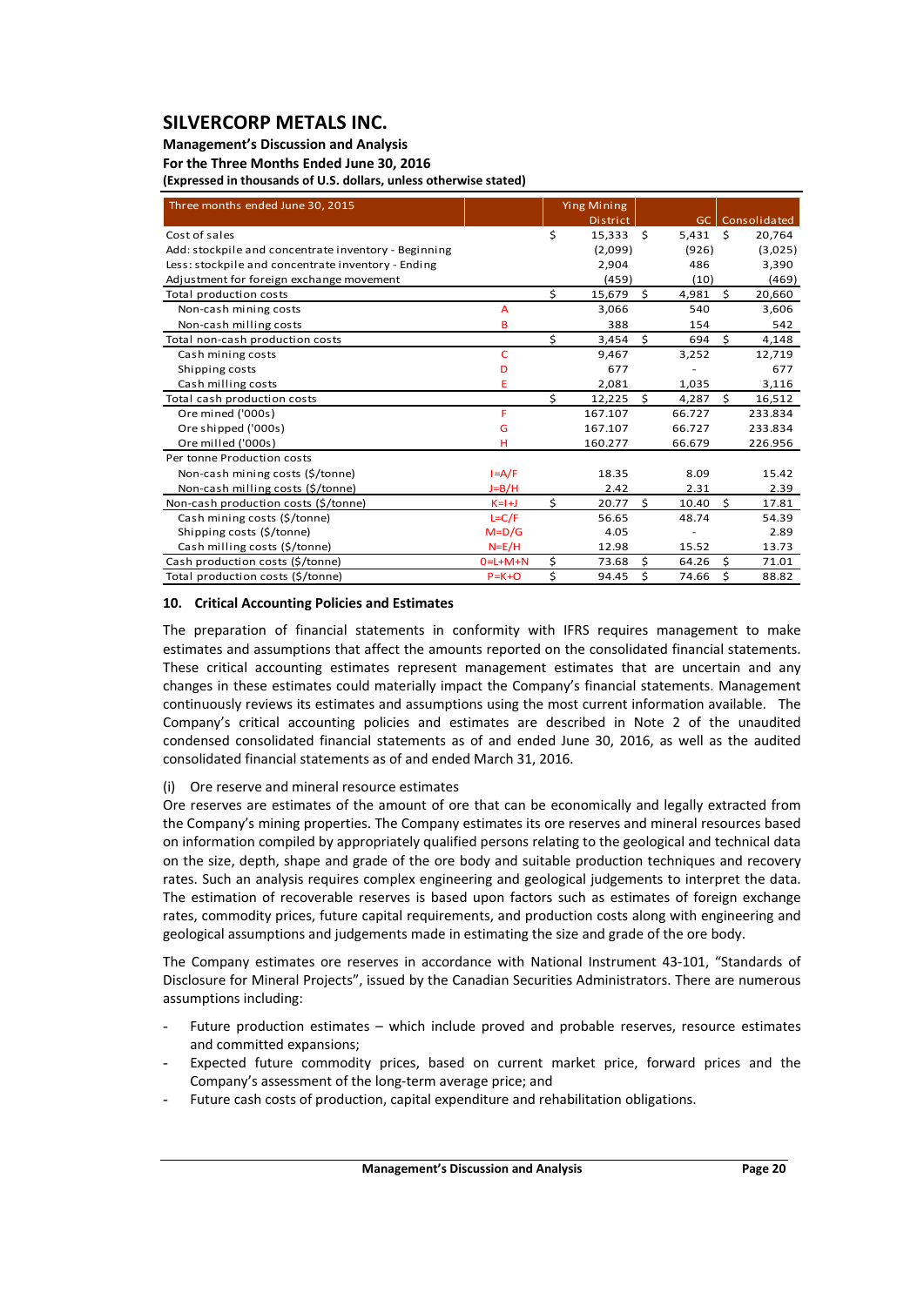| Three months ended June 30, 2015 | | Ying Mining District | GC | Consolidated |
|---|---|---|---|---|
| Cost of sales | | $ 15,333 | $ 5,431 | $ 20,764 |
| Add: stockpile and concentrate inventory - Beginning | | (2,099) | (926) | (3,025) |
| Less: stockpile and concentrate inventory - Ending | | 2,904 | 486 | 3,390 |
| Adjustment for foreign exchange movement | | (459) | (10) | (469) |
| Total production costs | | $ 15,679 | $ 4,981 | $ 20,660 |
| Non-cash mining costs | A | 3,066 | 540 | 3,606 |
| Non-cash milling costs | B | 388 | 154 | 542 |
| Total non-cash production costs | | $ 3,454 | $ 694 | $ 4,148 |
| Cash mining costs | C | 9,467 | 3,252 | 12,719 |
| Shipping costs | D | 677 | - | 677 |
| Cash milling costs | E | 2,081 | 1,035 | 3,116 |
| Total cash production costs | | $ 12,225 | $ 4,287 | $ 16,512 |
| Ore mined ('000s) | F | 167.107 | 66.727 | 233.834 |
| Ore shipped ('000s) | G | 167.107 | 66.727 | 233.834 |
| Ore milled ('000s) | H | 160.277 | 66.679 | 226.956 |
| Per tonne Production costs | | | | |
| Non-cash mining costs ($/tonne) | I=A/F | 18.35 | 8.09 | 15.42 |
| Non-cash milling costs ($/tonne) | J=B/H | 2.42 | 2.31 | 2.39 |
| Non-cash production costs ($/tonne) | K=I+J | $ 20.77 | $ 10.40 | $ 17.81 |
| Cash mining costs ($/tonne) | L=C/F | 56.65 | 48.74 | 54.39 |
| Shipping costs ($/tonne) | M=D/G | 4.05 | - | 2.89 |
| Cash milling costs ($/tonne) | N=E/H | 12.98 | 15.52 | 13.73 |
| Cash production costs ($/tonne) | O=L+M+N | $ 73.68 | $ 64.26 | $ 71.01 |
| Total production costs ($/tonne) | P=K+O | $ 94.45 | $ 74.66 | $ 88.82 |

## 10. Critical Accounting Policies and Estimates

The preparation of financial statements in conformity with IFRS requires management to make estimates and assumptions that affect the amounts reported on the consolidated financial statements. These critical accounting estimates represent management estimates that are uncertain and any changes in these estimates could materially impact the Company's financial statements. Management continuously reviews its estimates and assumptions using the most current information available. The Company's critical accounting policies and estimates are described in Note 2 of the unaudited condensed consolidated financial statements as of and ended June 30, 2016, as well as the audited consolidated financial statements as of and ended March 31, 2016.

(i) Ore reserve and mineral resource estimates

Ore reserves are estimates of the amount of ore that can be economically and legally extracted from the Company's mining properties. The Company estimates its ore reserves and mineral resources based on information compiled by appropriately qualified persons relating to the geological and technical data on the size, depth, shape and grade of the ore body and suitable production techniques and recovery rates. Such an analysis requires complex engineering and geological judgements to interpret the data. The estimation of recoverable reserves is based upon factors such as estimates of foreign exchange rates, commodity prices, future capital requirements, and production costs along with engineering and geological assumptions and judgements made in estimating the size and grade of the ore body.

The Company estimates ore reserves in accordance with National Instrument 43-101, "Standards of Disclosure for Mineral Projects", issued by the Canadian Securities Administrators. There are numerous assumptions including:

- Future production estimates – which include proved and probable reserves, resource estimates and committed expansions;
- Expected future commodity prices, based on current market price, forward prices and the Company's assessment of the long-term average price; and
- Future cash costs of production, capital expenditure and rehabilitation obligations.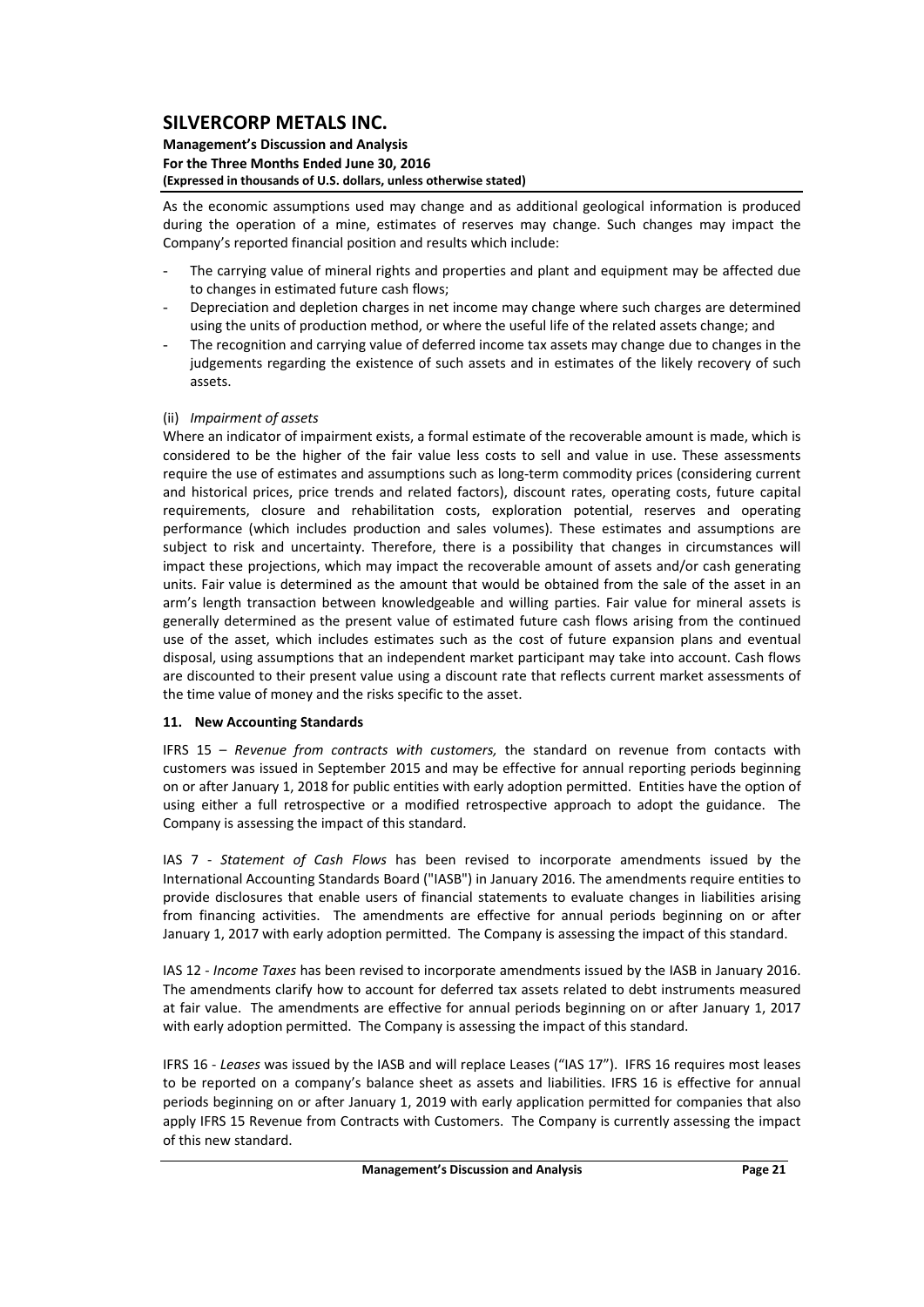As the economic assumptions used may change and as additional geological information is produced during the operation of a mine, estimates of reserves may change. Such changes may impact the Company's reported financial position and results which include:

- The carrying value of mineral rights and properties and plant and equipment may be affected due to changes in estimated future cash flows;
- Depreciation and depletion charges in net income may change where such charges are determined using the units of production method, or where the useful life of the related assets change; and
- The recognition and carrying value of deferred income tax assets may change due to changes in the judgements regarding the existence of such assets and in estimates of the likely recovery of such assets.

(ii) *Impairment of assets*

Where an indicator of impairment exists, a formal estimate of the recoverable amount is made, which is considered to be the higher of the fair value less costs to sell and value in use. These assessments require the use of estimates and assumptions such as long-term commodity prices (considering current and historical prices, price trends and related factors), discount rates, operating costs, future capital requirements, closure and rehabilitation costs, exploration potential, reserves and operating performance (which includes production and sales volumes). These estimates and assumptions are subject to risk and uncertainty. Therefore, there is a possibility that changes in circumstances will impact these projections, which may impact the recoverable amount of assets and/or cash generating units. Fair value is determined as the amount that would be obtained from the sale of the asset in an arm's length transaction between knowledgeable and willing parties. Fair value for mineral assets is generally determined as the present value of estimated future cash flows arising from the continued use of the asset, which includes estimates such as the cost of future expansion plans and eventual disposal, using assumptions that an independent market participant may take into account. Cash flows are discounted to their present value using a discount rate that reflects current market assessments of the time value of money and the risks specific to the asset.

## 11. New Accounting Standards

IFRS 15 – *Revenue from contracts with customers,* the standard on revenue from contacts with customers was issued in September 2015 and may be effective for annual reporting periods beginning on or after January 1, 2018 for public entities with early adoption permitted. Entities have the option of using either a full retrospective or a modified retrospective approach to adopt the guidance. The Company is assessing the impact of this standard.

IAS 7 - *Statement of Cash Flows* has been revised to incorporate amendments issued by the International Accounting Standards Board ("IASB") in January 2016. The amendments require entities to provide disclosures that enable users of financial statements to evaluate changes in liabilities arising from financing activities. The amendments are effective for annual periods beginning on or after January 1, 2017 with early adoption permitted. The Company is assessing the impact of this standard.

IAS 12 - *Income Taxes* has been revised to incorporate amendments issued by the IASB in January 2016. The amendments clarify how to account for deferred tax assets related to debt instruments measured at fair value. The amendments are effective for annual periods beginning on or after January 1, 2017 with early adoption permitted. The Company is assessing the impact of this standard.

IFRS 16 - *Leases* was issued by the IASB and will replace Leases ("IAS 17"). IFRS 16 requires most leases to be reported on a company's balance sheet as assets and liabilities. IFRS 16 is effective for annual periods beginning on or after January 1, 2019 with early application permitted for companies that also apply IFRS 15 Revenue from Contracts with Customers. The Company is currently assessing the impact of this new standard.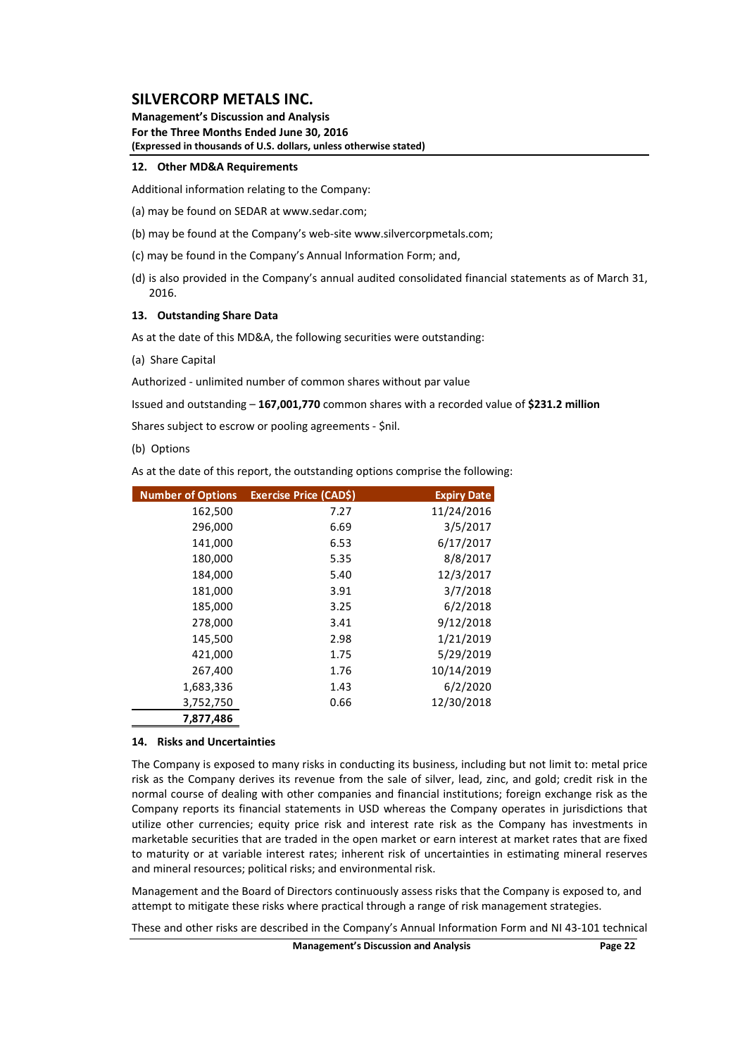## 12. Other MD&A Requirements

Additional information relating to the Company:

(a) may be found on SEDAR at www.sedar.com;

(b) may be found at the Company's web-site www.silvercorpmetals.com;

(c) may be found in the Company's Annual Information Form; and,

(d) is also provided in the Company's annual audited consolidated financial statements as of March 31, 2016.

## 13. Outstanding Share Data

As at the date of this MD&A, the following securities were outstanding:

(a) Share Capital

Authorized - unlimited number of common shares without par value

Issued and outstanding – **167,001,770** common shares with a recorded value of **$231.2 million**

Shares subject to escrow or pooling agreements - $nil.

(b) Options

As at the date of this report, the outstanding options comprise the following:

| Number of Options | Exercise Price (CAD$) | Expiry Date |
|---:|---:|---:|
| 162,500 | 7.27 | 11/24/2016 |
| 296,000 | 6.69 | 3/5/2017 |
| 141,000 | 6.53 | 6/17/2017 |
| 180,000 | 5.35 | 8/8/2017 |
| 184,000 | 5.40 | 12/3/2017 |
| 181,000 | 3.91 | 3/7/2018 |
| 185,000 | 3.25 | 6/2/2018 |
| 278,000 | 3.41 | 9/12/2018 |
| 145,500 | 2.98 | 1/21/2019 |
| 421,000 | 1.75 | 5/29/2019 |
| 267,400 | 1.76 | 10/14/2019 |
| 1,683,336 | 1.43 | 6/2/2020 |
| 3,752,750 | 0.66 | 12/30/2018 |
| **7,877,486** | | |

## 14. Risks and Uncertainties

The Company is exposed to many risks in conducting its business, including but not limit to: metal price risk as the Company derives its revenue from the sale of silver, lead, zinc, and gold; credit risk in the normal course of dealing with other companies and financial institutions; foreign exchange risk as the Company reports its financial statements in USD whereas the Company operates in jurisdictions that utilize other currencies; equity price risk and interest rate risk as the Company has investments in marketable securities that are traded in the open market or earn interest at market rates that are fixed to maturity or at variable interest rates; inherent risk of uncertainties in estimating mineral reserves and mineral resources; political risks; and environmental risk.

Management and the Board of Directors continuously assess risks that the Company is exposed to, and attempt to mitigate these risks where practical through a range of risk management strategies.

These and other risks are described in the Company's Annual Information Form and NI 43-101 technical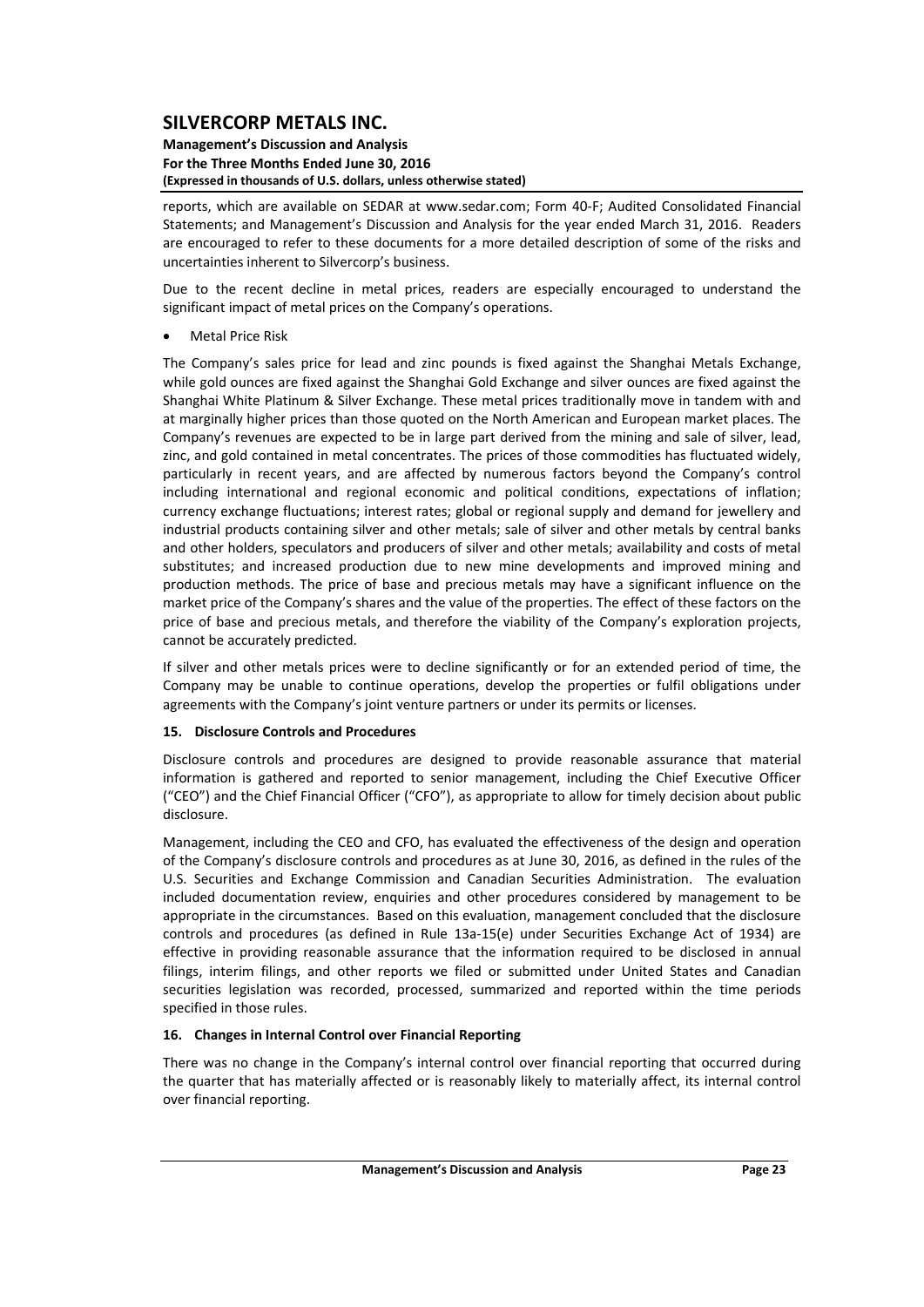reports, which are available on SEDAR at www.sedar.com; Form 40-F; Audited Consolidated Financial Statements; and Management's Discussion and Analysis for the year ended March 31, 2016. Readers are encouraged to refer to these documents for a more detailed description of some of the risks and uncertainties inherent to Silvercorp's business.

Due to the recent decline in metal prices, readers are especially encouraged to understand the significant impact of metal prices on the Company's operations.

- Metal Price Risk

The Company's sales price for lead and zinc pounds is fixed against the Shanghai Metals Exchange, while gold ounces are fixed against the Shanghai Gold Exchange and silver ounces are fixed against the Shanghai White Platinum & Silver Exchange. These metal prices traditionally move in tandem with and at marginally higher prices than those quoted on the North American and European market places. The Company's revenues are expected to be in large part derived from the mining and sale of silver, lead, zinc, and gold contained in metal concentrates. The prices of those commodities has fluctuated widely, particularly in recent years, and are affected by numerous factors beyond the Company's control including international and regional economic and political conditions, expectations of inflation; currency exchange fluctuations; interest rates; global or regional supply and demand for jewellery and industrial products containing silver and other metals; sale of silver and other metals by central banks and other holders, speculators and producers of silver and other metals; availability and costs of metal substitutes; and increased production due to new mine developments and improved mining and production methods. The price of base and precious metals may have a significant influence on the market price of the Company's shares and the value of the properties. The effect of these factors on the price of base and precious metals, and therefore the viability of the Company's exploration projects, cannot be accurately predicted.

If silver and other metals prices were to decline significantly or for an extended period of time, the Company may be unable to continue operations, develop the properties or fulfil obligations under agreements with the Company's joint venture partners or under its permits or licenses.

## 15. Disclosure Controls and Procedures

Disclosure controls and procedures are designed to provide reasonable assurance that material information is gathered and reported to senior management, including the Chief Executive Officer ("CEO") and the Chief Financial Officer ("CFO"), as appropriate to allow for timely decision about public disclosure.

Management, including the CEO and CFO, has evaluated the effectiveness of the design and operation of the Company's disclosure controls and procedures as at June 30, 2016, as defined in the rules of the U.S. Securities and Exchange Commission and Canadian Securities Administration. The evaluation included documentation review, enquiries and other procedures considered by management to be appropriate in the circumstances. Based on this evaluation, management concluded that the disclosure controls and procedures (as defined in Rule 13a-15(e) under Securities Exchange Act of 1934) are effective in providing reasonable assurance that the information required to be disclosed in annual filings, interim filings, and other reports we filed or submitted under United States and Canadian securities legislation was recorded, processed, summarized and reported within the time periods specified in those rules.

## 16. Changes in Internal Control over Financial Reporting

There was no change in the Company's internal control over financial reporting that occurred during the quarter that has materially affected or is reasonably likely to materially affect, its internal control over financial reporting.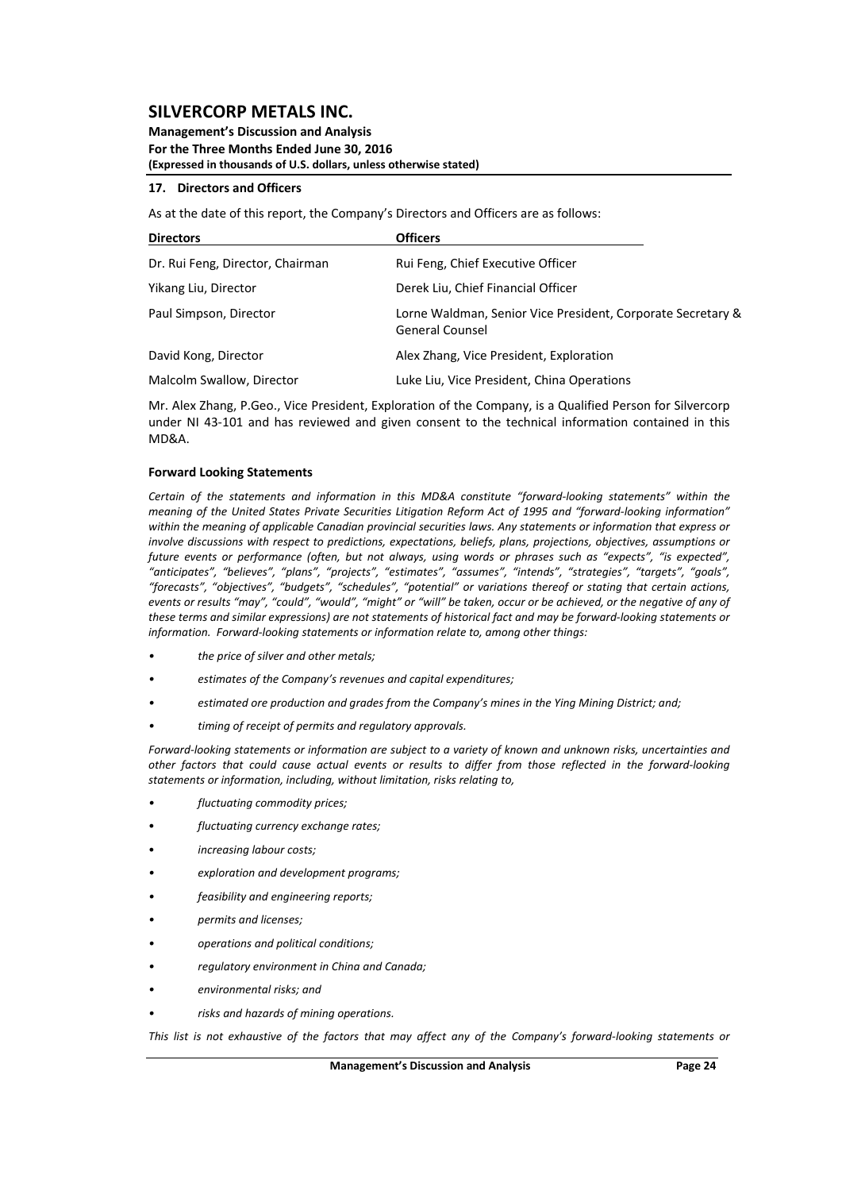## 17. Directors and Officers

As at the date of this report, the Company's Directors and Officers are as follows:

| Directors | Officers |
|---|---|
| Dr. Rui Feng, Director, Chairman | Rui Feng, Chief Executive Officer |
| Yikang Liu, Director | Derek Liu, Chief Financial Officer |
| Paul Simpson, Director | Lorne Waldman, Senior Vice President, Corporate Secretary & General Counsel |
| David Kong, Director | Alex Zhang, Vice President, Exploration |
| Malcolm Swallow, Director | Luke Liu, Vice President, China Operations |

Mr. Alex Zhang, P.Geo., Vice President, Exploration of the Company, is a Qualified Person for Silvercorp under NI 43-101 and has reviewed and given consent to the technical information contained in this MD&A.

### Forward Looking Statements

*Certain of the statements and information in this MD&A constitute "forward-looking statements" within the meaning of the United States Private Securities Litigation Reform Act of 1995 and "forward-looking information" within the meaning of applicable Canadian provincial securities laws. Any statements or information that express or involve discussions with respect to predictions, expectations, beliefs, plans, projections, objectives, assumptions or future events or performance (often, but not always, using words or phrases such as "expects", "is expected", "anticipates", "believes", "plans", "projects", "estimates", "assumes", "intends", "strategies", "targets", "goals", "forecasts", "objectives", "budgets", "schedules", "potential" or variations thereof or stating that certain actions, events or results "may", "could", "would", "might" or "will" be taken, occur or be achieved, or the negative of any of these terms and similar expressions) are not statements of historical fact and may be forward-looking statements or information. Forward-looking statements or information relate to, among other things:*

- *the price of silver and other metals;*
- *estimates of the Company's revenues and capital expenditures;*
- *estimated ore production and grades from the Company's mines in the Ying Mining District; and;*
- *timing of receipt of permits and regulatory approvals.*

*Forward-looking statements or information are subject to a variety of known and unknown risks, uncertainties and other factors that could cause actual events or results to differ from those reflected in the forward-looking statements or information, including, without limitation, risks relating to,*

- *fluctuating commodity prices;*
- *fluctuating currency exchange rates;*
- *increasing labour costs;*
- *exploration and development programs;*
- *feasibility and engineering reports;*
- *permits and licenses;*
- *operations and political conditions;*
- *regulatory environment in China and Canada;*
- *environmental risks; and*
- *risks and hazards of mining operations.*

*This list is not exhaustive of the factors that may affect any of the Company's forward-looking statements or*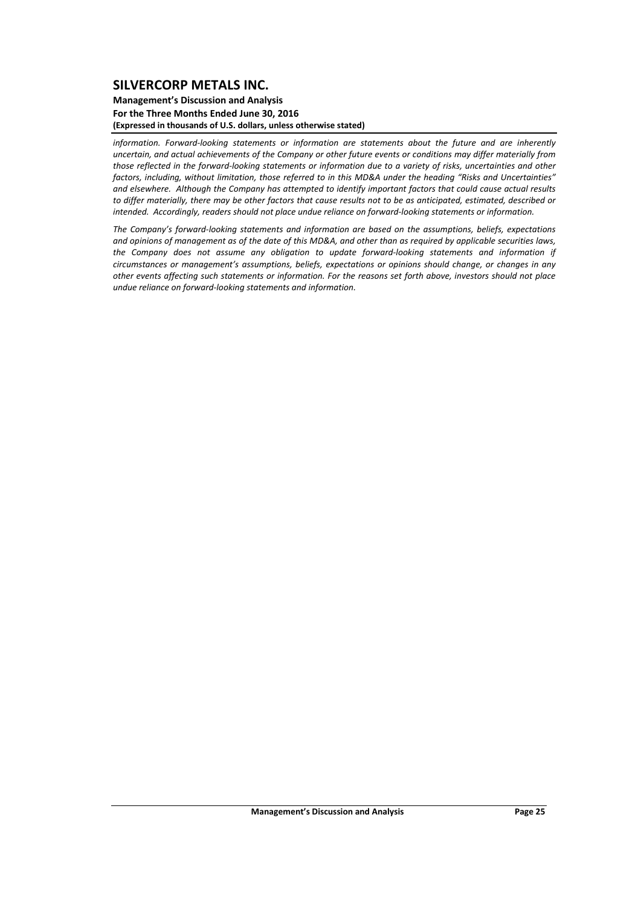*information. Forward-looking statements or information are statements about the future and are inherently uncertain, and actual achievements of the Company or other future events or conditions may differ materially from those reflected in the forward-looking statements or information due to a variety of risks, uncertainties and other factors, including, without limitation, those referred to in this MD&A under the heading "Risks and Uncertainties" and elsewhere. Although the Company has attempted to identify important factors that could cause actual results to differ materially, there may be other factors that cause results not to be as anticipated, estimated, described or intended. Accordingly, readers should not place undue reliance on forward-looking statements or information.*

*The Company's forward-looking statements and information are based on the assumptions, beliefs, expectations and opinions of management as of the date of this MD&A, and other than as required by applicable securities laws, the Company does not assume any obligation to update forward-looking statements and information if circumstances or management's assumptions, beliefs, expectations or opinions should change, or changes in any other events affecting such statements or information. For the reasons set forth above, investors should not place undue reliance on forward-looking statements and information.*